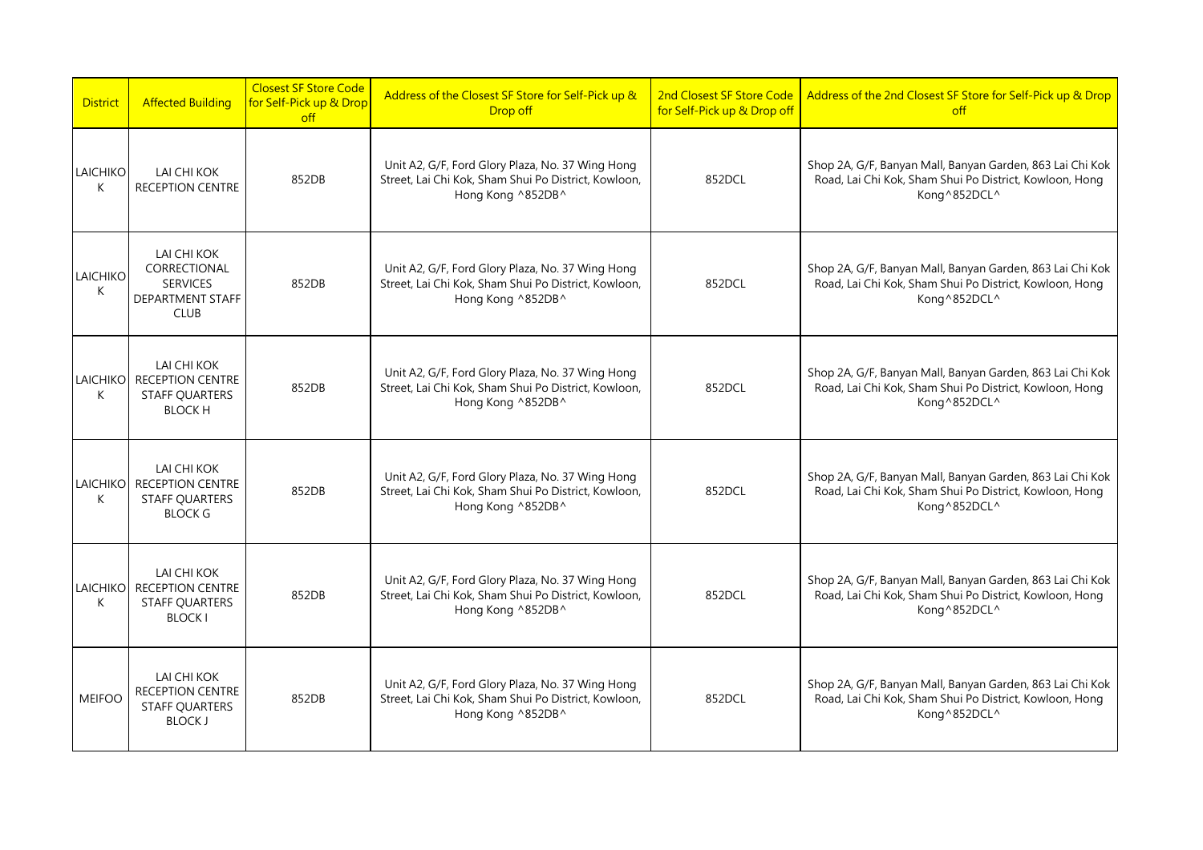| District | Affected Building | Closest SF Store Code for Self-Pick up & Drop off | Address of the Closest SF Store for Self-Pick up & Drop off | 2nd Closest SF Store Code for Self-Pick up & Drop off | Address of the 2nd Closest SF Store for Self-Pick up & Drop off |
|---|---|---|---|---|---|
| LAICHIKOK | LAI CHI KOK RECEPTION CENTRE | 852DB | Unit A2, G/F, Ford Glory Plaza, No. 37 Wing Hong Street, Lai Chi Kok, Sham Shui Po District, Kowloon, Hong Kong ^852DB^ | 852DCL | Shop 2A, G/F, Banyan Mall, Banyan Garden, 863 Lai Chi Kok Road, Lai Chi Kok, Sham Shui Po District, Kowloon, Hong Kong^852DCL^ |
| LAICHIKOK | LAI CHI KOK CORRECTIONAL SERVICES DEPARTMENT STAFF CLUB | 852DB | Unit A2, G/F, Ford Glory Plaza, No. 37 Wing Hong Street, Lai Chi Kok, Sham Shui Po District, Kowloon, Hong Kong ^852DB^ | 852DCL | Shop 2A, G/F, Banyan Mall, Banyan Garden, 863 Lai Chi Kok Road, Lai Chi Kok, Sham Shui Po District, Kowloon, Hong Kong^852DCL^ |
| LAICHIKOK | LAI CHI KOK RECEPTION CENTRE STAFF QUARTERS BLOCK H | 852DB | Unit A2, G/F, Ford Glory Plaza, No. 37 Wing Hong Street, Lai Chi Kok, Sham Shui Po District, Kowloon, Hong Kong ^852DB^ | 852DCL | Shop 2A, G/F, Banyan Mall, Banyan Garden, 863 Lai Chi Kok Road, Lai Chi Kok, Sham Shui Po District, Kowloon, Hong Kong^852DCL^ |
| LAICHIKOK | LAI CHI KOK RECEPTION CENTRE STAFF QUARTERS BLOCK G | 852DB | Unit A2, G/F, Ford Glory Plaza, No. 37 Wing Hong Street, Lai Chi Kok, Sham Shui Po District, Kowloon, Hong Kong ^852DB^ | 852DCL | Shop 2A, G/F, Banyan Mall, Banyan Garden, 863 Lai Chi Kok Road, Lai Chi Kok, Sham Shui Po District, Kowloon, Hong Kong^852DCL^ |
| LAICHIKOK | LAI CHI KOK RECEPTION CENTRE STAFF QUARTERS BLOCK I | 852DB | Unit A2, G/F, Ford Glory Plaza, No. 37 Wing Hong Street, Lai Chi Kok, Sham Shui Po District, Kowloon, Hong Kong ^852DB^ | 852DCL | Shop 2A, G/F, Banyan Mall, Banyan Garden, 863 Lai Chi Kok Road, Lai Chi Kok, Sham Shui Po District, Kowloon, Hong Kong^852DCL^ |
| MEIFOO | LAI CHI KOK RECEPTION CENTRE STAFF QUARTERS BLOCK J | 852DB | Unit A2, G/F, Ford Glory Plaza, No. 37 Wing Hong Street, Lai Chi Kok, Sham Shui Po District, Kowloon, Hong Kong ^852DB^ | 852DCL | Shop 2A, G/F, Banyan Mall, Banyan Garden, 863 Lai Chi Kok Road, Lai Chi Kok, Sham Shui Po District, Kowloon, Hong Kong^852DCL^ |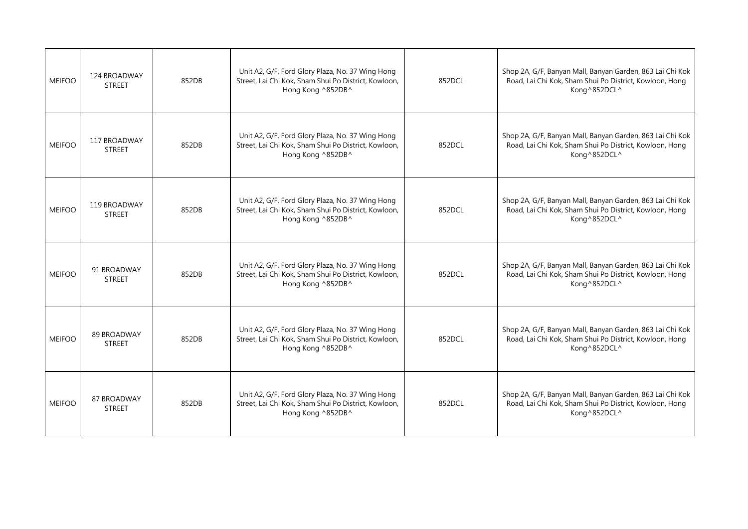| | | | | | |
|---|---|---|---|---|---|
| MEIFOO | 124 BROADWAY STREET | 852DB | Unit A2, G/F, Ford Glory Plaza, No. 37 Wing Hong Street, Lai Chi Kok, Sham Shui Po District, Kowloon, Hong Kong ^852DB^ | 852DCL | Shop 2A, G/F, Banyan Mall, Banyan Garden, 863 Lai Chi Kok Road, Lai Chi Kok, Sham Shui Po District, Kowloon, Hong Kong^852DCL^ |
| MEIFOO | 117 BROADWAY STREET | 852DB | Unit A2, G/F, Ford Glory Plaza, No. 37 Wing Hong Street, Lai Chi Kok, Sham Shui Po District, Kowloon, Hong Kong ^852DB^ | 852DCL | Shop 2A, G/F, Banyan Mall, Banyan Garden, 863 Lai Chi Kok Road, Lai Chi Kok, Sham Shui Po District, Kowloon, Hong Kong^852DCL^ |
| MEIFOO | 119 BROADWAY STREET | 852DB | Unit A2, G/F, Ford Glory Plaza, No. 37 Wing Hong Street, Lai Chi Kok, Sham Shui Po District, Kowloon, Hong Kong ^852DB^ | 852DCL | Shop 2A, G/F, Banyan Mall, Banyan Garden, 863 Lai Chi Kok Road, Lai Chi Kok, Sham Shui Po District, Kowloon, Hong Kong^852DCL^ |
| MEIFOO | 91 BROADWAY STREET | 852DB | Unit A2, G/F, Ford Glory Plaza, No. 37 Wing Hong Street, Lai Chi Kok, Sham Shui Po District, Kowloon, Hong Kong ^852DB^ | 852DCL | Shop 2A, G/F, Banyan Mall, Banyan Garden, 863 Lai Chi Kok Road, Lai Chi Kok, Sham Shui Po District, Kowloon, Hong Kong^852DCL^ |
| MEIFOO | 89 BROADWAY STREET | 852DB | Unit A2, G/F, Ford Glory Plaza, No. 37 Wing Hong Street, Lai Chi Kok, Sham Shui Po District, Kowloon, Hong Kong ^852DB^ | 852DCL | Shop 2A, G/F, Banyan Mall, Banyan Garden, 863 Lai Chi Kok Road, Lai Chi Kok, Sham Shui Po District, Kowloon, Hong Kong^852DCL^ |
| MEIFOO | 87 BROADWAY STREET | 852DB | Unit A2, G/F, Ford Glory Plaza, No. 37 Wing Hong Street, Lai Chi Kok, Sham Shui Po District, Kowloon, Hong Kong ^852DB^ | 852DCL | Shop 2A, G/F, Banyan Mall, Banyan Garden, 863 Lai Chi Kok Road, Lai Chi Kok, Sham Shui Po District, Kowloon, Hong Kong^852DCL^ |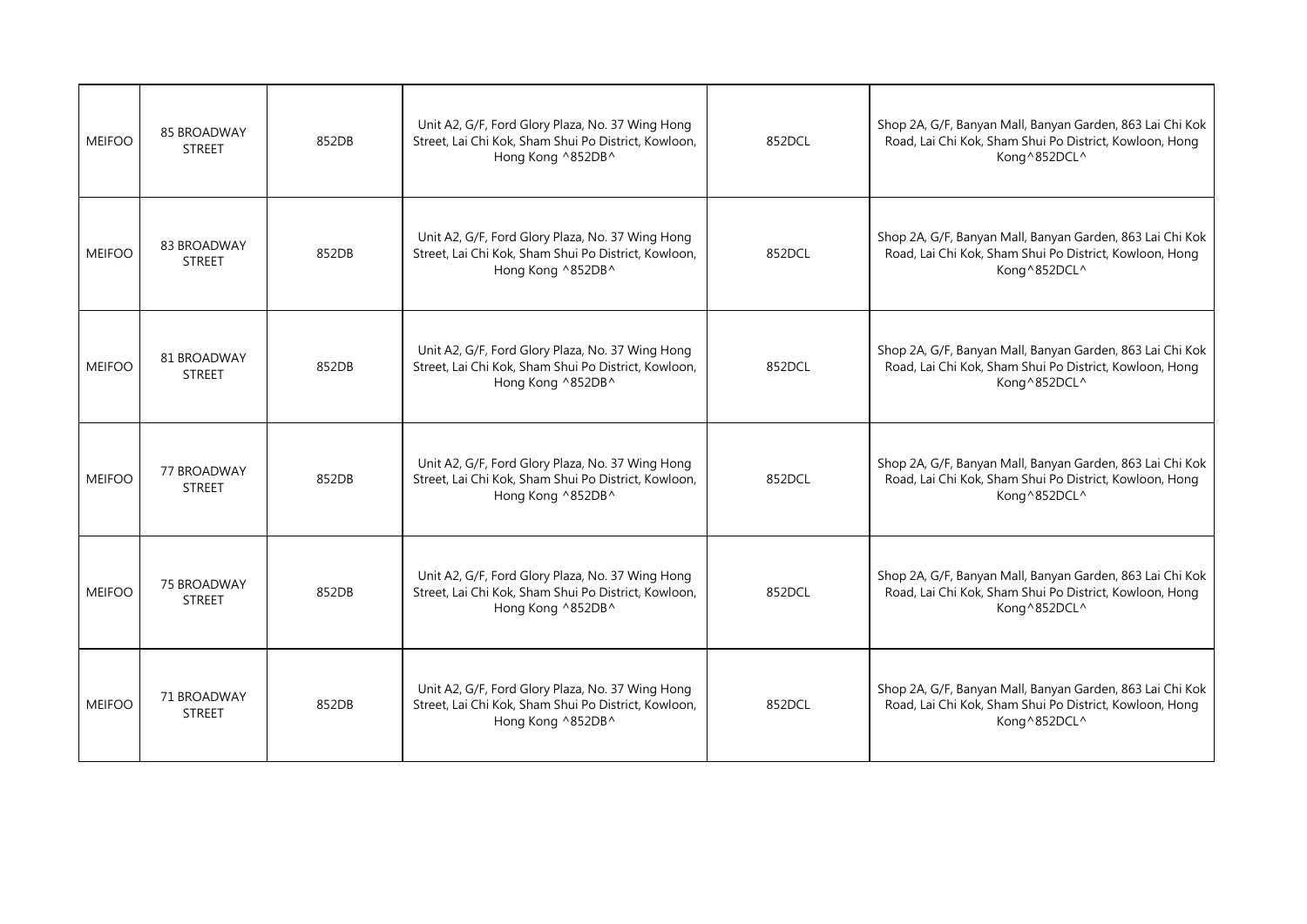| | | | | | |
|---|---|---|---|---|---|
| MEIFOO | 85 BROADWAY STREET | 852DB | Unit A2, G/F, Ford Glory Plaza, No. 37 Wing Hong Street, Lai Chi Kok, Sham Shui Po District, Kowloon, Hong Kong ^852DB^ | 852DCL | Shop 2A, G/F, Banyan Mall, Banyan Garden, 863 Lai Chi Kok Road, Lai Chi Kok, Sham Shui Po District, Kowloon, Hong Kong^852DCL^ |
| MEIFOO | 83 BROADWAY STREET | 852DB | Unit A2, G/F, Ford Glory Plaza, No. 37 Wing Hong Street, Lai Chi Kok, Sham Shui Po District, Kowloon, Hong Kong ^852DB^ | 852DCL | Shop 2A, G/F, Banyan Mall, Banyan Garden, 863 Lai Chi Kok Road, Lai Chi Kok, Sham Shui Po District, Kowloon, Hong Kong^852DCL^ |
| MEIFOO | 81 BROADWAY STREET | 852DB | Unit A2, G/F, Ford Glory Plaza, No. 37 Wing Hong Street, Lai Chi Kok, Sham Shui Po District, Kowloon, Hong Kong ^852DB^ | 852DCL | Shop 2A, G/F, Banyan Mall, Banyan Garden, 863 Lai Chi Kok Road, Lai Chi Kok, Sham Shui Po District, Kowloon, Hong Kong^852DCL^ |
| MEIFOO | 77 BROADWAY STREET | 852DB | Unit A2, G/F, Ford Glory Plaza, No. 37 Wing Hong Street, Lai Chi Kok, Sham Shui Po District, Kowloon, Hong Kong ^852DB^ | 852DCL | Shop 2A, G/F, Banyan Mall, Banyan Garden, 863 Lai Chi Kok Road, Lai Chi Kok, Sham Shui Po District, Kowloon, Hong Kong^852DCL^ |
| MEIFOO | 75 BROADWAY STREET | 852DB | Unit A2, G/F, Ford Glory Plaza, No. 37 Wing Hong Street, Lai Chi Kok, Sham Shui Po District, Kowloon, Hong Kong ^852DB^ | 852DCL | Shop 2A, G/F, Banyan Mall, Banyan Garden, 863 Lai Chi Kok Road, Lai Chi Kok, Sham Shui Po District, Kowloon, Hong Kong^852DCL^ |
| MEIFOO | 71 BROADWAY STREET | 852DB | Unit A2, G/F, Ford Glory Plaza, No. 37 Wing Hong Street, Lai Chi Kok, Sham Shui Po District, Kowloon, Hong Kong ^852DB^ | 852DCL | Shop 2A, G/F, Banyan Mall, Banyan Garden, 863 Lai Chi Kok Road, Lai Chi Kok, Sham Shui Po District, Kowloon, Hong Kong^852DCL^ |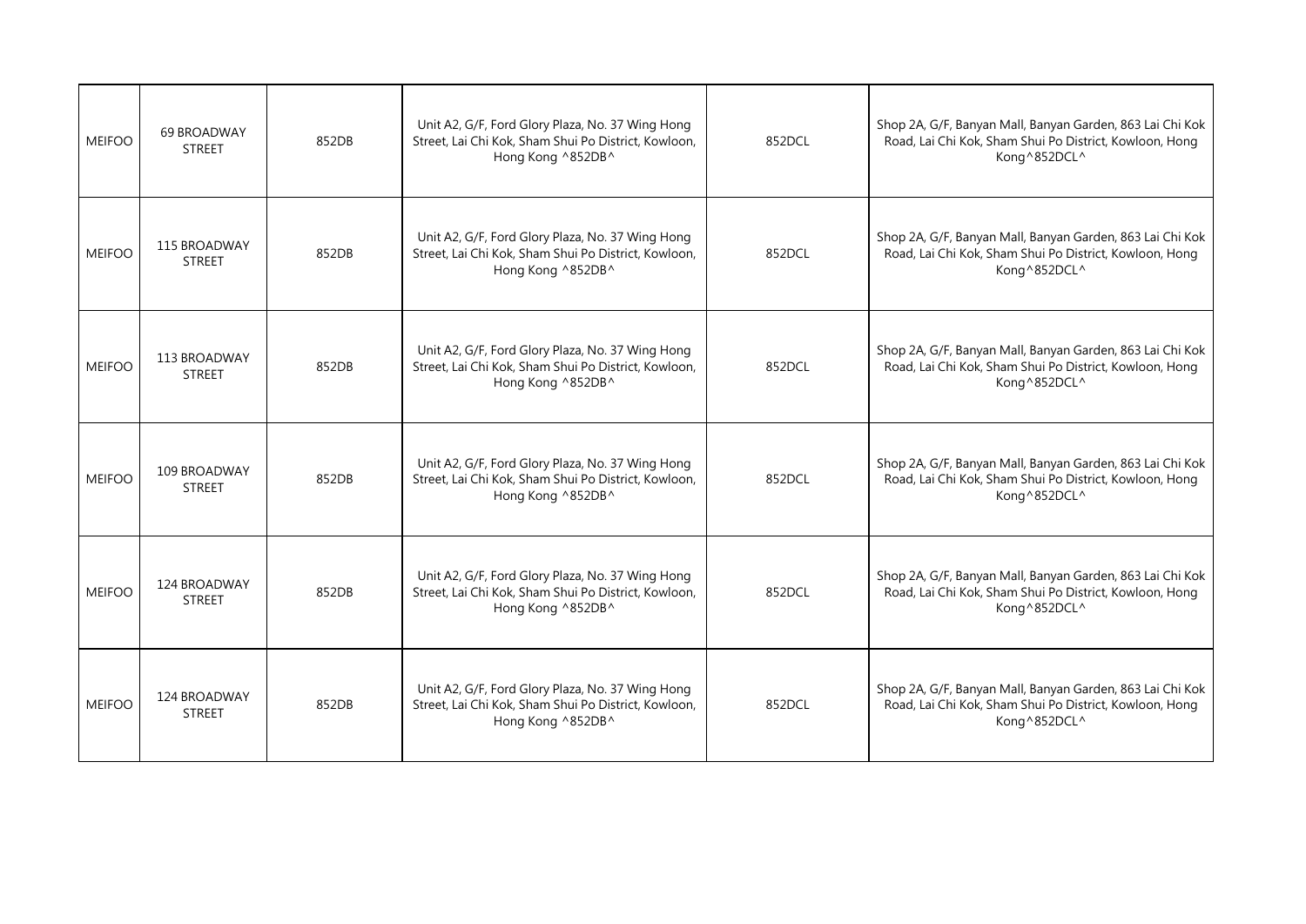| | | | | | |
|---|---|---|---|---|---|
| MEIFOO | 69 BROADWAY STREET | 852DB | Unit A2, G/F, Ford Glory Plaza, No. 37 Wing Hong Street, Lai Chi Kok, Sham Shui Po District, Kowloon, Hong Kong ^852DB^ | 852DCL | Shop 2A, G/F, Banyan Mall, Banyan Garden, 863 Lai Chi Kok Road, Lai Chi Kok, Sham Shui Po District, Kowloon, Hong Kong^852DCL^ |
| MEIFOO | 115 BROADWAY STREET | 852DB | Unit A2, G/F, Ford Glory Plaza, No. 37 Wing Hong Street, Lai Chi Kok, Sham Shui Po District, Kowloon, Hong Kong ^852DB^ | 852DCL | Shop 2A, G/F, Banyan Mall, Banyan Garden, 863 Lai Chi Kok Road, Lai Chi Kok, Sham Shui Po District, Kowloon, Hong Kong^852DCL^ |
| MEIFOO | 113 BROADWAY STREET | 852DB | Unit A2, G/F, Ford Glory Plaza, No. 37 Wing Hong Street, Lai Chi Kok, Sham Shui Po District, Kowloon, Hong Kong ^852DB^ | 852DCL | Shop 2A, G/F, Banyan Mall, Banyan Garden, 863 Lai Chi Kok Road, Lai Chi Kok, Sham Shui Po District, Kowloon, Hong Kong^852DCL^ |
| MEIFOO | 109 BROADWAY STREET | 852DB | Unit A2, G/F, Ford Glory Plaza, No. 37 Wing Hong Street, Lai Chi Kok, Sham Shui Po District, Kowloon, Hong Kong ^852DB^ | 852DCL | Shop 2A, G/F, Banyan Mall, Banyan Garden, 863 Lai Chi Kok Road, Lai Chi Kok, Sham Shui Po District, Kowloon, Hong Kong^852DCL^ |
| MEIFOO | 124 BROADWAY STREET | 852DB | Unit A2, G/F, Ford Glory Plaza, No. 37 Wing Hong Street, Lai Chi Kok, Sham Shui Po District, Kowloon, Hong Kong ^852DB^ | 852DCL | Shop 2A, G/F, Banyan Mall, Banyan Garden, 863 Lai Chi Kok Road, Lai Chi Kok, Sham Shui Po District, Kowloon, Hong Kong^852DCL^ |
| MEIFOO | 124 BROADWAY STREET | 852DB | Unit A2, G/F, Ford Glory Plaza, No. 37 Wing Hong Street, Lai Chi Kok, Sham Shui Po District, Kowloon, Hong Kong ^852DB^ | 852DCL | Shop 2A, G/F, Banyan Mall, Banyan Garden, 863 Lai Chi Kok Road, Lai Chi Kok, Sham Shui Po District, Kowloon, Hong Kong^852DCL^ |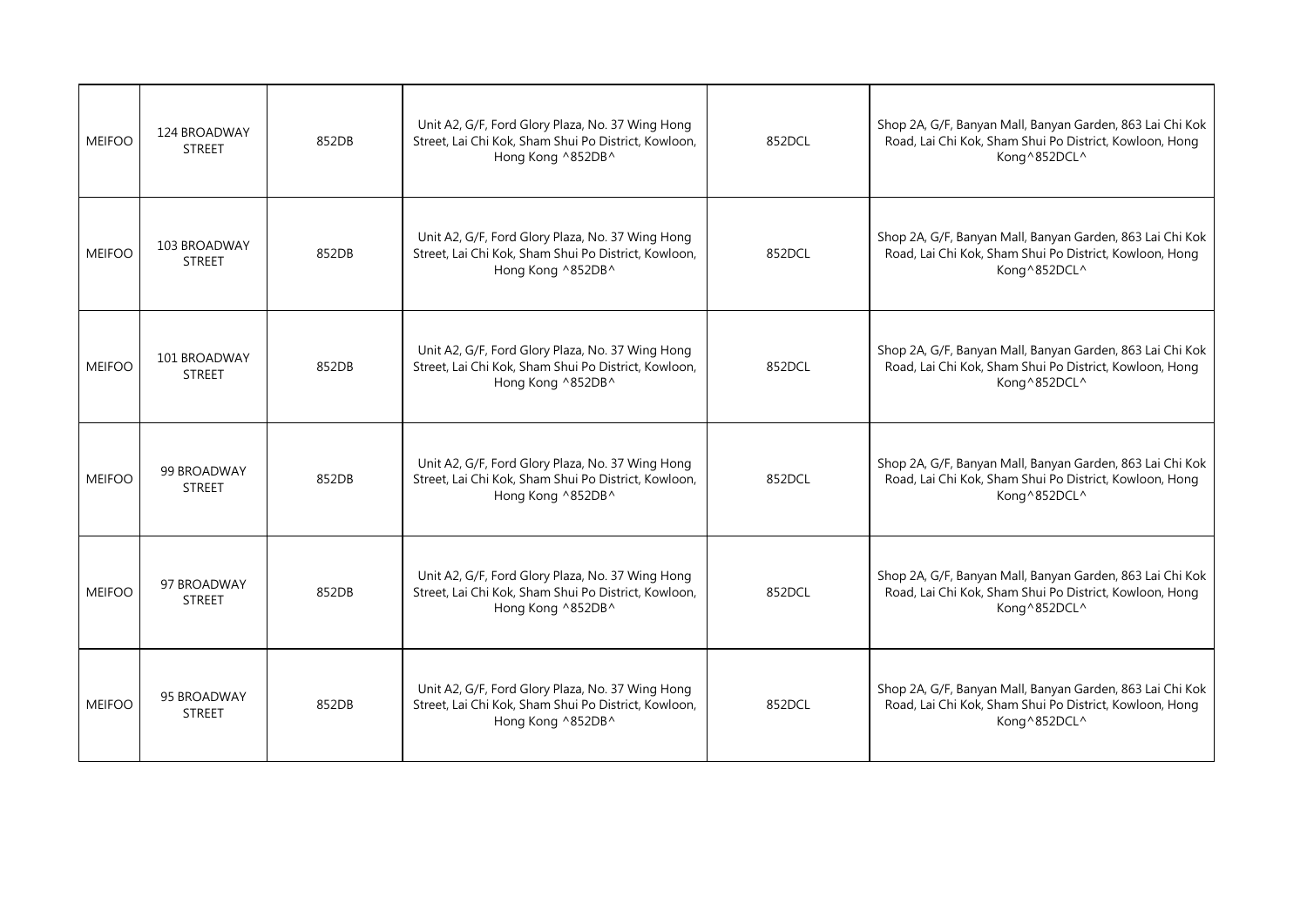| MEIFOO | 124 BROADWAY STREET | 852DB | Unit A2, G/F, Ford Glory Plaza, No. 37 Wing Hong Street, Lai Chi Kok, Sham Shui Po District, Kowloon, Hong Kong ^852DB^ | 852DCL | Shop 2A, G/F, Banyan Mall, Banyan Garden, 863 Lai Chi Kok Road, Lai Chi Kok, Sham Shui Po District, Kowloon, Hong Kong^852DCL^ |
|---|---|---|---|---|---|
| MEIFOO | 103 BROADWAY STREET | 852DB | Unit A2, G/F, Ford Glory Plaza, No. 37 Wing Hong Street, Lai Chi Kok, Sham Shui Po District, Kowloon, Hong Kong ^852DB^ | 852DCL | Shop 2A, G/F, Banyan Mall, Banyan Garden, 863 Lai Chi Kok Road, Lai Chi Kok, Sham Shui Po District, Kowloon, Hong Kong^852DCL^ |
| MEIFOO | 101 BROADWAY STREET | 852DB | Unit A2, G/F, Ford Glory Plaza, No. 37 Wing Hong Street, Lai Chi Kok, Sham Shui Po District, Kowloon, Hong Kong ^852DB^ | 852DCL | Shop 2A, G/F, Banyan Mall, Banyan Garden, 863 Lai Chi Kok Road, Lai Chi Kok, Sham Shui Po District, Kowloon, Hong Kong^852DCL^ |
| MEIFOO | 99 BROADWAY STREET | 852DB | Unit A2, G/F, Ford Glory Plaza, No. 37 Wing Hong Street, Lai Chi Kok, Sham Shui Po District, Kowloon, Hong Kong ^852DB^ | 852DCL | Shop 2A, G/F, Banyan Mall, Banyan Garden, 863 Lai Chi Kok Road, Lai Chi Kok, Sham Shui Po District, Kowloon, Hong Kong^852DCL^ |
| MEIFOO | 97 BROADWAY STREET | 852DB | Unit A2, G/F, Ford Glory Plaza, No. 37 Wing Hong Street, Lai Chi Kok, Sham Shui Po District, Kowloon, Hong Kong ^852DB^ | 852DCL | Shop 2A, G/F, Banyan Mall, Banyan Garden, 863 Lai Chi Kok Road, Lai Chi Kok, Sham Shui Po District, Kowloon, Hong Kong^852DCL^ |
| MEIFOO | 95 BROADWAY STREET | 852DB | Unit A2, G/F, Ford Glory Plaza, No. 37 Wing Hong Street, Lai Chi Kok, Sham Shui Po District, Kowloon, Hong Kong ^852DB^ | 852DCL | Shop 2A, G/F, Banyan Mall, Banyan Garden, 863 Lai Chi Kok Road, Lai Chi Kok, Sham Shui Po District, Kowloon, Hong Kong^852DCL^ |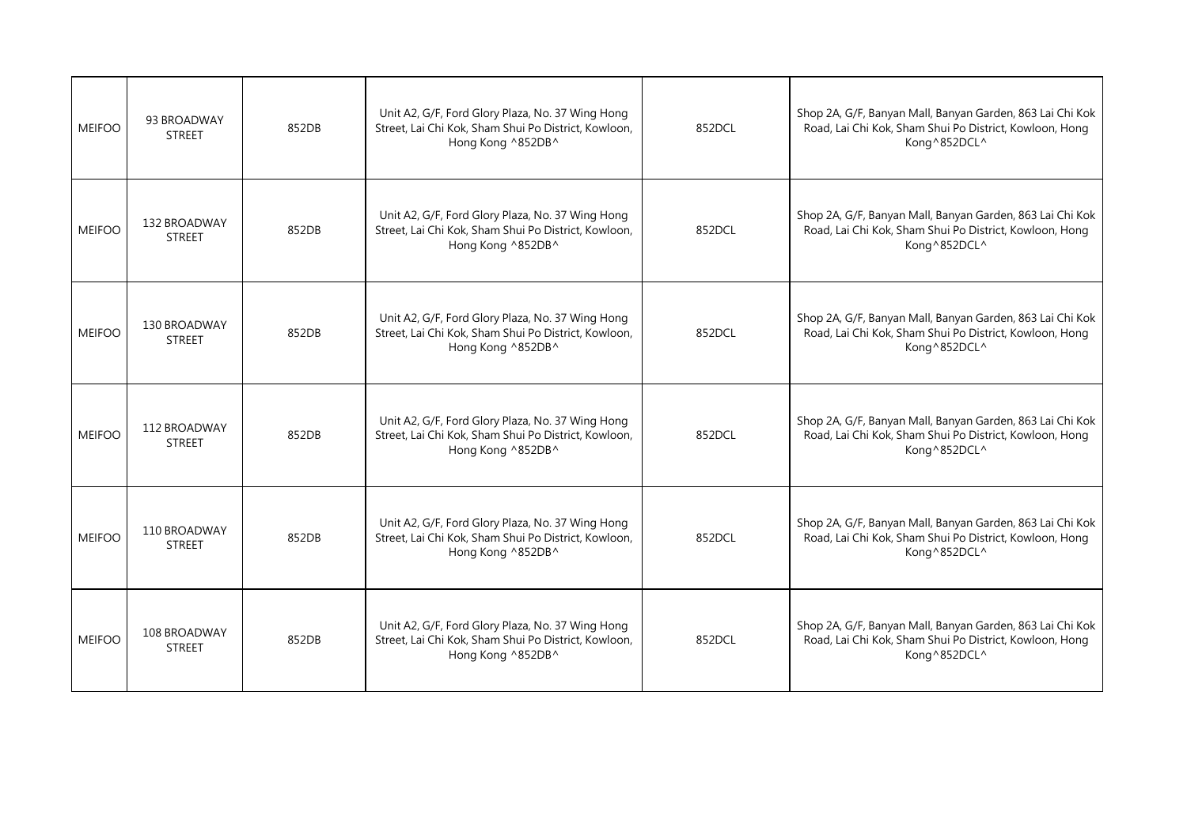| | | | | | |
|---|---|---|---|---|---|
| MEIFOO | 93 BROADWAY STREET | 852DB | Unit A2, G/F, Ford Glory Plaza, No. 37 Wing Hong Street, Lai Chi Kok, Sham Shui Po District, Kowloon, Hong Kong ^852DB^ | 852DCL | Shop 2A, G/F, Banyan Mall, Banyan Garden, 863 Lai Chi Kok Road, Lai Chi Kok, Sham Shui Po District, Kowloon, Hong Kong^852DCL^ |
| MEIFOO | 132 BROADWAY STREET | 852DB | Unit A2, G/F, Ford Glory Plaza, No. 37 Wing Hong Street, Lai Chi Kok, Sham Shui Po District, Kowloon, Hong Kong ^852DB^ | 852DCL | Shop 2A, G/F, Banyan Mall, Banyan Garden, 863 Lai Chi Kok Road, Lai Chi Kok, Sham Shui Po District, Kowloon, Hong Kong^852DCL^ |
| MEIFOO | 130 BROADWAY STREET | 852DB | Unit A2, G/F, Ford Glory Plaza, No. 37 Wing Hong Street, Lai Chi Kok, Sham Shui Po District, Kowloon, Hong Kong ^852DB^ | 852DCL | Shop 2A, G/F, Banyan Mall, Banyan Garden, 863 Lai Chi Kok Road, Lai Chi Kok, Sham Shui Po District, Kowloon, Hong Kong^852DCL^ |
| MEIFOO | 112 BROADWAY STREET | 852DB | Unit A2, G/F, Ford Glory Plaza, No. 37 Wing Hong Street, Lai Chi Kok, Sham Shui Po District, Kowloon, Hong Kong ^852DB^ | 852DCL | Shop 2A, G/F, Banyan Mall, Banyan Garden, 863 Lai Chi Kok Road, Lai Chi Kok, Sham Shui Po District, Kowloon, Hong Kong^852DCL^ |
| MEIFOO | 110 BROADWAY STREET | 852DB | Unit A2, G/F, Ford Glory Plaza, No. 37 Wing Hong Street, Lai Chi Kok, Sham Shui Po District, Kowloon, Hong Kong ^852DB^ | 852DCL | Shop 2A, G/F, Banyan Mall, Banyan Garden, 863 Lai Chi Kok Road, Lai Chi Kok, Sham Shui Po District, Kowloon, Hong Kong^852DCL^ |
| MEIFOO | 108 BROADWAY STREET | 852DB | Unit A2, G/F, Ford Glory Plaza, No. 37 Wing Hong Street, Lai Chi Kok, Sham Shui Po District, Kowloon, Hong Kong ^852DB^ | 852DCL | Shop 2A, G/F, Banyan Mall, Banyan Garden, 863 Lai Chi Kok Road, Lai Chi Kok, Sham Shui Po District, Kowloon, Hong Kong^852DCL^ |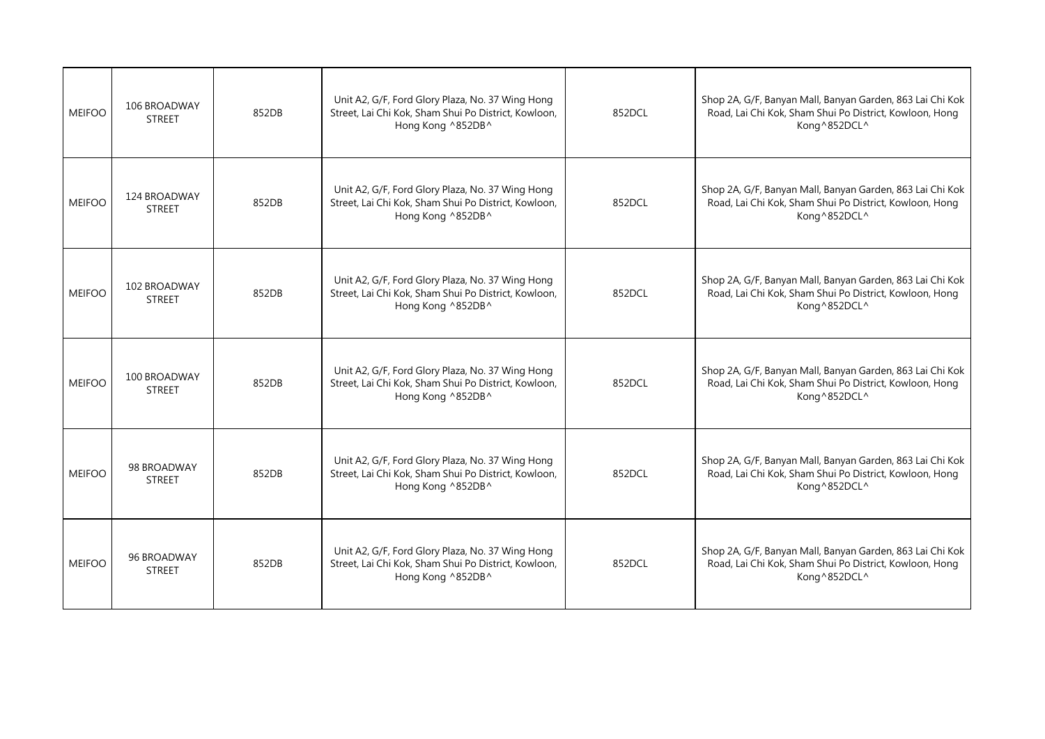| MEIFOO | 106 BROADWAY STREET | 852DB | Unit A2, G/F, Ford Glory Plaza, No. 37 Wing Hong Street, Lai Chi Kok, Sham Shui Po District, Kowloon, Hong Kong ^852DB^ | 852DCL | Shop 2A, G/F, Banyan Mall, Banyan Garden, 863 Lai Chi Kok Road, Lai Chi Kok, Sham Shui Po District, Kowloon, Hong Kong^852DCL^ |
|---|---|---|---|---|---|
| MEIFOO | 124 BROADWAY STREET | 852DB | Unit A2, G/F, Ford Glory Plaza, No. 37 Wing Hong Street, Lai Chi Kok, Sham Shui Po District, Kowloon, Hong Kong ^852DB^ | 852DCL | Shop 2A, G/F, Banyan Mall, Banyan Garden, 863 Lai Chi Kok Road, Lai Chi Kok, Sham Shui Po District, Kowloon, Hong Kong^852DCL^ |
| MEIFOO | 102 BROADWAY STREET | 852DB | Unit A2, G/F, Ford Glory Plaza, No. 37 Wing Hong Street, Lai Chi Kok, Sham Shui Po District, Kowloon, Hong Kong ^852DB^ | 852DCL | Shop 2A, G/F, Banyan Mall, Banyan Garden, 863 Lai Chi Kok Road, Lai Chi Kok, Sham Shui Po District, Kowloon, Hong Kong^852DCL^ |
| MEIFOO | 100 BROADWAY STREET | 852DB | Unit A2, G/F, Ford Glory Plaza, No. 37 Wing Hong Street, Lai Chi Kok, Sham Shui Po District, Kowloon, Hong Kong ^852DB^ | 852DCL | Shop 2A, G/F, Banyan Mall, Banyan Garden, 863 Lai Chi Kok Road, Lai Chi Kok, Sham Shui Po District, Kowloon, Hong Kong^852DCL^ |
| MEIFOO | 98 BROADWAY STREET | 852DB | Unit A2, G/F, Ford Glory Plaza, No. 37 Wing Hong Street, Lai Chi Kok, Sham Shui Po District, Kowloon, Hong Kong ^852DB^ | 852DCL | Shop 2A, G/F, Banyan Mall, Banyan Garden, 863 Lai Chi Kok Road, Lai Chi Kok, Sham Shui Po District, Kowloon, Hong Kong^852DCL^ |
| MEIFOO | 96 BROADWAY STREET | 852DB | Unit A2, G/F, Ford Glory Plaza, No. 37 Wing Hong Street, Lai Chi Kok, Sham Shui Po District, Kowloon, Hong Kong ^852DB^ | 852DCL | Shop 2A, G/F, Banyan Mall, Banyan Garden, 863 Lai Chi Kok Road, Lai Chi Kok, Sham Shui Po District, Kowloon, Hong Kong^852DCL^ |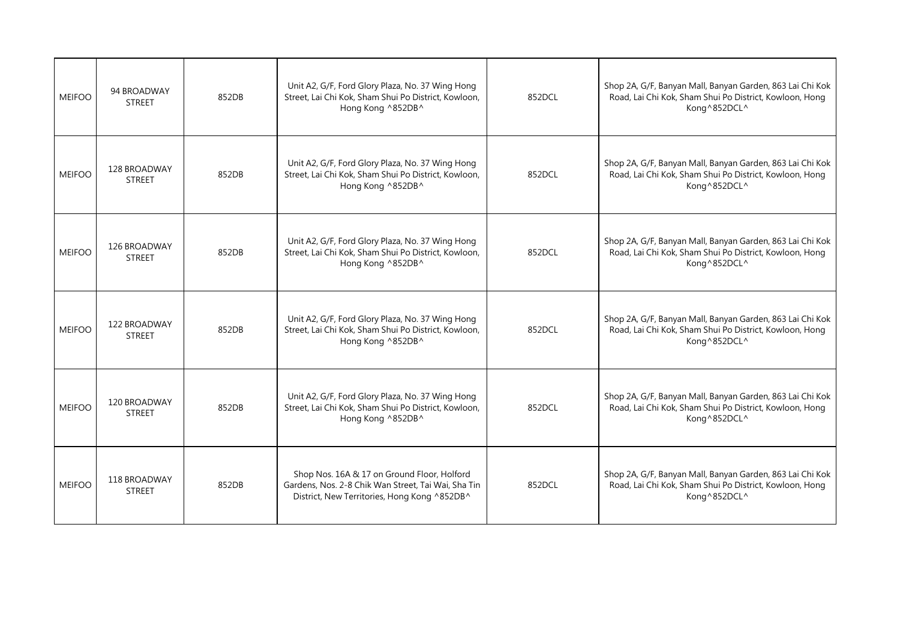| | | | | | |
|---|---|---|---|---|---|
| MEIFOO | 94 BROADWAY STREET | 852DB | Unit A2, G/F, Ford Glory Plaza, No. 37 Wing Hong Street, Lai Chi Kok, Sham Shui Po District, Kowloon, Hong Kong ^852DB^ | 852DCL | Shop 2A, G/F, Banyan Mall, Banyan Garden, 863 Lai Chi Kok Road, Lai Chi Kok, Sham Shui Po District, Kowloon, Hong Kong^852DCL^ |
| MEIFOO | 128 BROADWAY STREET | 852DB | Unit A2, G/F, Ford Glory Plaza, No. 37 Wing Hong Street, Lai Chi Kok, Sham Shui Po District, Kowloon, Hong Kong ^852DB^ | 852DCL | Shop 2A, G/F, Banyan Mall, Banyan Garden, 863 Lai Chi Kok Road, Lai Chi Kok, Sham Shui Po District, Kowloon, Hong Kong^852DCL^ |
| MEIFOO | 126 BROADWAY STREET | 852DB | Unit A2, G/F, Ford Glory Plaza, No. 37 Wing Hong Street, Lai Chi Kok, Sham Shui Po District, Kowloon, Hong Kong ^852DB^ | 852DCL | Shop 2A, G/F, Banyan Mall, Banyan Garden, 863 Lai Chi Kok Road, Lai Chi Kok, Sham Shui Po District, Kowloon, Hong Kong^852DCL^ |
| MEIFOO | 122 BROADWAY STREET | 852DB | Unit A2, G/F, Ford Glory Plaza, No. 37 Wing Hong Street, Lai Chi Kok, Sham Shui Po District, Kowloon, Hong Kong ^852DB^ | 852DCL | Shop 2A, G/F, Banyan Mall, Banyan Garden, 863 Lai Chi Kok Road, Lai Chi Kok, Sham Shui Po District, Kowloon, Hong Kong^852DCL^ |
| MEIFOO | 120 BROADWAY STREET | 852DB | Unit A2, G/F, Ford Glory Plaza, No. 37 Wing Hong Street, Lai Chi Kok, Sham Shui Po District, Kowloon, Hong Kong ^852DB^ | 852DCL | Shop 2A, G/F, Banyan Mall, Banyan Garden, 863 Lai Chi Kok Road, Lai Chi Kok, Sham Shui Po District, Kowloon, Hong Kong^852DCL^ |
| MEIFOO | 118 BROADWAY STREET | 852DB | Shop Nos. 16A & 17 on Ground Floor, Holford Gardens, Nos. 2-8 Chik Wan Street, Tai Wai, Sha Tin District, New Territories, Hong Kong ^852DB^ | 852DCL | Shop 2A, G/F, Banyan Mall, Banyan Garden, 863 Lai Chi Kok Road, Lai Chi Kok, Sham Shui Po District, Kowloon, Hong Kong^852DCL^ |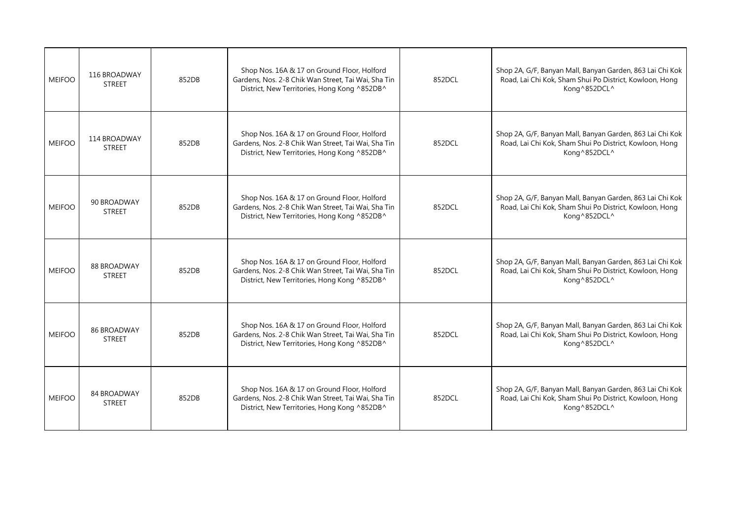| MEIFOO | 116 BROADWAY STREET | 852DB | Shop Nos. 16A & 17 on Ground Floor, Holford Gardens, Nos. 2-8 Chik Wan Street, Tai Wai, Sha Tin District, New Territories, Hong Kong ^852DB^ | 852DCL | Shop 2A, G/F, Banyan Mall, Banyan Garden, 863 Lai Chi Kok Road, Lai Chi Kok, Sham Shui Po District, Kowloon, Hong Kong^852DCL^ |
|---|---|---|---|---|---|
| MEIFOO | 114 BROADWAY STREET | 852DB | Shop Nos. 16A & 17 on Ground Floor, Holford Gardens, Nos. 2-8 Chik Wan Street, Tai Wai, Sha Tin District, New Territories, Hong Kong ^852DB^ | 852DCL | Shop 2A, G/F, Banyan Mall, Banyan Garden, 863 Lai Chi Kok Road, Lai Chi Kok, Sham Shui Po District, Kowloon, Hong Kong^852DCL^ |
| MEIFOO | 90 BROADWAY STREET | 852DB | Shop Nos. 16A & 17 on Ground Floor, Holford Gardens, Nos. 2-8 Chik Wan Street, Tai Wai, Sha Tin District, New Territories, Hong Kong ^852DB^ | 852DCL | Shop 2A, G/F, Banyan Mall, Banyan Garden, 863 Lai Chi Kok Road, Lai Chi Kok, Sham Shui Po District, Kowloon, Hong Kong^852DCL^ |
| MEIFOO | 88 BROADWAY STREET | 852DB | Shop Nos. 16A & 17 on Ground Floor, Holford Gardens, Nos. 2-8 Chik Wan Street, Tai Wai, Sha Tin District, New Territories, Hong Kong ^852DB^ | 852DCL | Shop 2A, G/F, Banyan Mall, Banyan Garden, 863 Lai Chi Kok Road, Lai Chi Kok, Sham Shui Po District, Kowloon, Hong Kong^852DCL^ |
| MEIFOO | 86 BROADWAY STREET | 852DB | Shop Nos. 16A & 17 on Ground Floor, Holford Gardens, Nos. 2-8 Chik Wan Street, Tai Wai, Sha Tin District, New Territories, Hong Kong ^852DB^ | 852DCL | Shop 2A, G/F, Banyan Mall, Banyan Garden, 863 Lai Chi Kok Road, Lai Chi Kok, Sham Shui Po District, Kowloon, Hong Kong^852DCL^ |
| MEIFOO | 84 BROADWAY STREET | 852DB | Shop Nos. 16A & 17 on Ground Floor, Holford Gardens, Nos. 2-8 Chik Wan Street, Tai Wai, Sha Tin District, New Territories, Hong Kong ^852DB^ | 852DCL | Shop 2A, G/F, Banyan Mall, Banyan Garden, 863 Lai Chi Kok Road, Lai Chi Kok, Sham Shui Po District, Kowloon, Hong Kong^852DCL^ |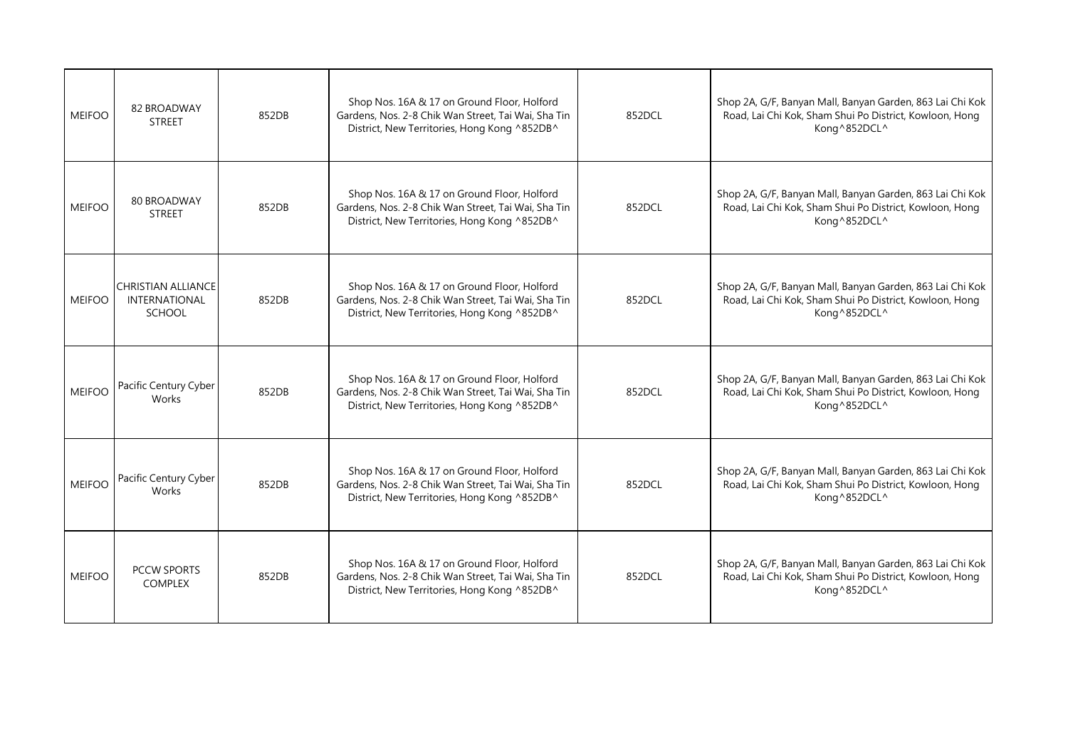| MEIFOO | 82 BROADWAY STREET | 852DB | Shop Nos. 16A & 17 on Ground Floor, Holford Gardens, Nos. 2-8 Chik Wan Street, Tai Wai, Sha Tin District, New Territories, Hong Kong ^852DB^ | 852DCL | Shop 2A, G/F, Banyan Mall, Banyan Garden, 863 Lai Chi Kok Road, Lai Chi Kok, Sham Shui Po District, Kowloon, Hong Kong^852DCL^ |
|---|---|---|---|---|---|
| MEIFOO | 80 BROADWAY STREET | 852DB | Shop Nos. 16A & 17 on Ground Floor, Holford Gardens, Nos. 2-8 Chik Wan Street, Tai Wai, Sha Tin District, New Territories, Hong Kong ^852DB^ | 852DCL | Shop 2A, G/F, Banyan Mall, Banyan Garden, 863 Lai Chi Kok Road, Lai Chi Kok, Sham Shui Po District, Kowloon, Hong Kong^852DCL^ |
| MEIFOO | CHRISTIAN ALLIANCE INTERNATIONAL SCHOOL | 852DB | Shop Nos. 16A & 17 on Ground Floor, Holford Gardens, Nos. 2-8 Chik Wan Street, Tai Wai, Sha Tin District, New Territories, Hong Kong ^852DB^ | 852DCL | Shop 2A, G/F, Banyan Mall, Banyan Garden, 863 Lai Chi Kok Road, Lai Chi Kok, Sham Shui Po District, Kowloon, Hong Kong^852DCL^ |
| MEIFOO | Pacific Century Cyber Works | 852DB | Shop Nos. 16A & 17 on Ground Floor, Holford Gardens, Nos. 2-8 Chik Wan Street, Tai Wai, Sha Tin District, New Territories, Hong Kong ^852DB^ | 852DCL | Shop 2A, G/F, Banyan Mall, Banyan Garden, 863 Lai Chi Kok Road, Lai Chi Kok, Sham Shui Po District, Kowloon, Hong Kong^852DCL^ |
| MEIFOO | Pacific Century Cyber Works | 852DB | Shop Nos. 16A & 17 on Ground Floor, Holford Gardens, Nos. 2-8 Chik Wan Street, Tai Wai, Sha Tin District, New Territories, Hong Kong ^852DB^ | 852DCL | Shop 2A, G/F, Banyan Mall, Banyan Garden, 863 Lai Chi Kok Road, Lai Chi Kok, Sham Shui Po District, Kowloon, Hong Kong^852DCL^ |
| MEIFOO | PCCW SPORTS COMPLEX | 852DB | Shop Nos. 16A & 17 on Ground Floor, Holford Gardens, Nos. 2-8 Chik Wan Street, Tai Wai, Sha Tin District, New Territories, Hong Kong ^852DB^ | 852DCL | Shop 2A, G/F, Banyan Mall, Banyan Garden, 863 Lai Chi Kok Road, Lai Chi Kok, Sham Shui Po District, Kowloon, Hong Kong^852DCL^ |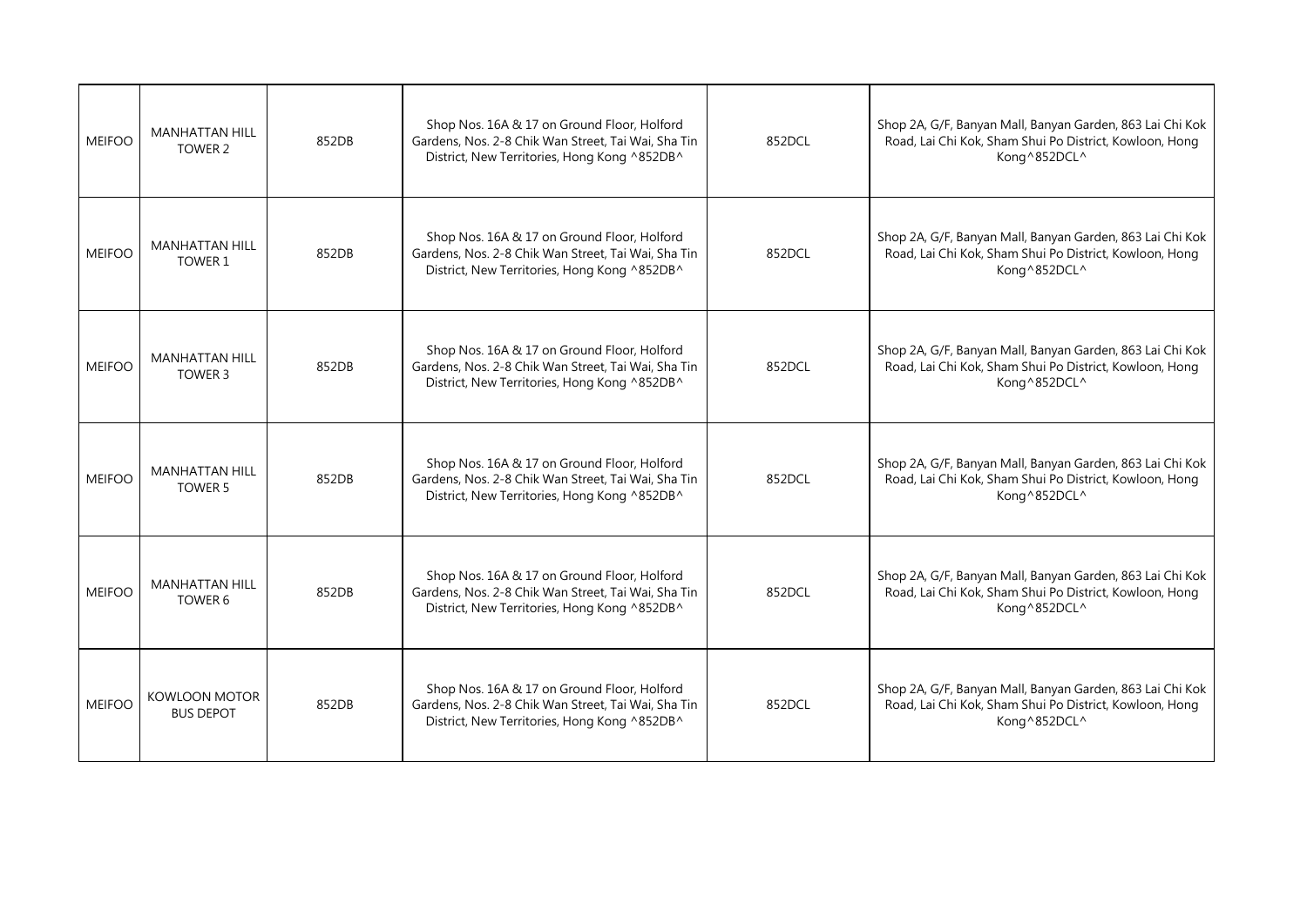| MEIFOO | MANHATTAN HILL TOWER 2 | 852DB | Shop Nos. 16A & 17 on Ground Floor, Holford Gardens, Nos. 2-8 Chik Wan Street, Tai Wai, Sha Tin District, New Territories, Hong Kong ^852DB^ | 852DCL | Shop 2A, G/F, Banyan Mall, Banyan Garden, 863 Lai Chi Kok Road, Lai Chi Kok, Sham Shui Po District, Kowloon, Hong Kong^852DCL^ |
|---|---|---|---|---|---|
| MEIFOO | MANHATTAN HILL TOWER 1 | 852DB | Shop Nos. 16A & 17 on Ground Floor, Holford Gardens, Nos. 2-8 Chik Wan Street, Tai Wai, Sha Tin District, New Territories, Hong Kong ^852DB^ | 852DCL | Shop 2A, G/F, Banyan Mall, Banyan Garden, 863 Lai Chi Kok Road, Lai Chi Kok, Sham Shui Po District, Kowloon, Hong Kong^852DCL^ |
| MEIFOO | MANHATTAN HILL TOWER 3 | 852DB | Shop Nos. 16A & 17 on Ground Floor, Holford Gardens, Nos. 2-8 Chik Wan Street, Tai Wai, Sha Tin District, New Territories, Hong Kong ^852DB^ | 852DCL | Shop 2A, G/F, Banyan Mall, Banyan Garden, 863 Lai Chi Kok Road, Lai Chi Kok, Sham Shui Po District, Kowloon, Hong Kong^852DCL^ |
| MEIFOO | MANHATTAN HILL TOWER 5 | 852DB | Shop Nos. 16A & 17 on Ground Floor, Holford Gardens, Nos. 2-8 Chik Wan Street, Tai Wai, Sha Tin District, New Territories, Hong Kong ^852DB^ | 852DCL | Shop 2A, G/F, Banyan Mall, Banyan Garden, 863 Lai Chi Kok Road, Lai Chi Kok, Sham Shui Po District, Kowloon, Hong Kong^852DCL^ |
| MEIFOO | MANHATTAN HILL TOWER 6 | 852DB | Shop Nos. 16A & 17 on Ground Floor, Holford Gardens, Nos. 2-8 Chik Wan Street, Tai Wai, Sha Tin District, New Territories, Hong Kong ^852DB^ | 852DCL | Shop 2A, G/F, Banyan Mall, Banyan Garden, 863 Lai Chi Kok Road, Lai Chi Kok, Sham Shui Po District, Kowloon, Hong Kong^852DCL^ |
| MEIFOO | KOWLOON MOTOR BUS DEPOT | 852DB | Shop Nos. 16A & 17 on Ground Floor, Holford Gardens, Nos. 2-8 Chik Wan Street, Tai Wai, Sha Tin District, New Territories, Hong Kong ^852DB^ | 852DCL | Shop 2A, G/F, Banyan Mall, Banyan Garden, 863 Lai Chi Kok Road, Lai Chi Kok, Sham Shui Po District, Kowloon, Hong Kong^852DCL^ |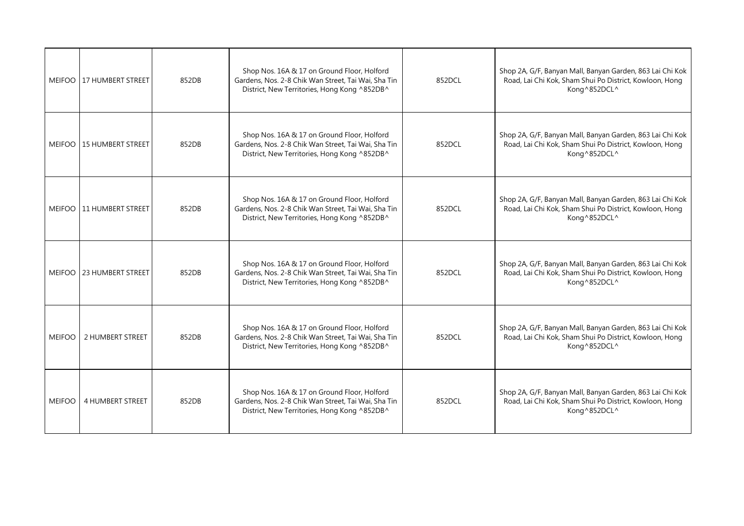| MEIFOO | 17 HUMBERT STREET | 852DB | Shop Nos. 16A & 17 on Ground Floor, Holford Gardens, Nos. 2-8 Chik Wan Street, Tai Wai, Sha Tin District, New Territories, Hong Kong ^852DB^ | 852DCL | Shop 2A, G/F, Banyan Mall, Banyan Garden, 863 Lai Chi Kok Road, Lai Chi Kok, Sham Shui Po District, Kowloon, Hong Kong^852DCL^ |
|---|---|---|---|---|---|
| MEIFOO | 15 HUMBERT STREET | 852DB | Shop Nos. 16A & 17 on Ground Floor, Holford Gardens, Nos. 2-8 Chik Wan Street, Tai Wai, Sha Tin District, New Territories, Hong Kong ^852DB^ | 852DCL | Shop 2A, G/F, Banyan Mall, Banyan Garden, 863 Lai Chi Kok Road, Lai Chi Kok, Sham Shui Po District, Kowloon, Hong Kong^852DCL^ |
| MEIFOO | 11 HUMBERT STREET | 852DB | Shop Nos. 16A & 17 on Ground Floor, Holford Gardens, Nos. 2-8 Chik Wan Street, Tai Wai, Sha Tin District, New Territories, Hong Kong ^852DB^ | 852DCL | Shop 2A, G/F, Banyan Mall, Banyan Garden, 863 Lai Chi Kok Road, Lai Chi Kok, Sham Shui Po District, Kowloon, Hong Kong^852DCL^ |
| MEIFOO | 23 HUMBERT STREET | 852DB | Shop Nos. 16A & 17 on Ground Floor, Holford Gardens, Nos. 2-8 Chik Wan Street, Tai Wai, Sha Tin District, New Territories, Hong Kong ^852DB^ | 852DCL | Shop 2A, G/F, Banyan Mall, Banyan Garden, 863 Lai Chi Kok Road, Lai Chi Kok, Sham Shui Po District, Kowloon, Hong Kong^852DCL^ |
| MEIFOO | 2 HUMBERT STREET | 852DB | Shop Nos. 16A & 17 on Ground Floor, Holford Gardens, Nos. 2-8 Chik Wan Street, Tai Wai, Sha Tin District, New Territories, Hong Kong ^852DB^ | 852DCL | Shop 2A, G/F, Banyan Mall, Banyan Garden, 863 Lai Chi Kok Road, Lai Chi Kok, Sham Shui Po District, Kowloon, Hong Kong^852DCL^ |
| MEIFOO | 4 HUMBERT STREET | 852DB | Shop Nos. 16A & 17 on Ground Floor, Holford Gardens, Nos. 2-8 Chik Wan Street, Tai Wai, Sha Tin District, New Territories, Hong Kong ^852DB^ | 852DCL | Shop 2A, G/F, Banyan Mall, Banyan Garden, 863 Lai Chi Kok Road, Lai Chi Kok, Sham Shui Po District, Kowloon, Hong Kong^852DCL^ |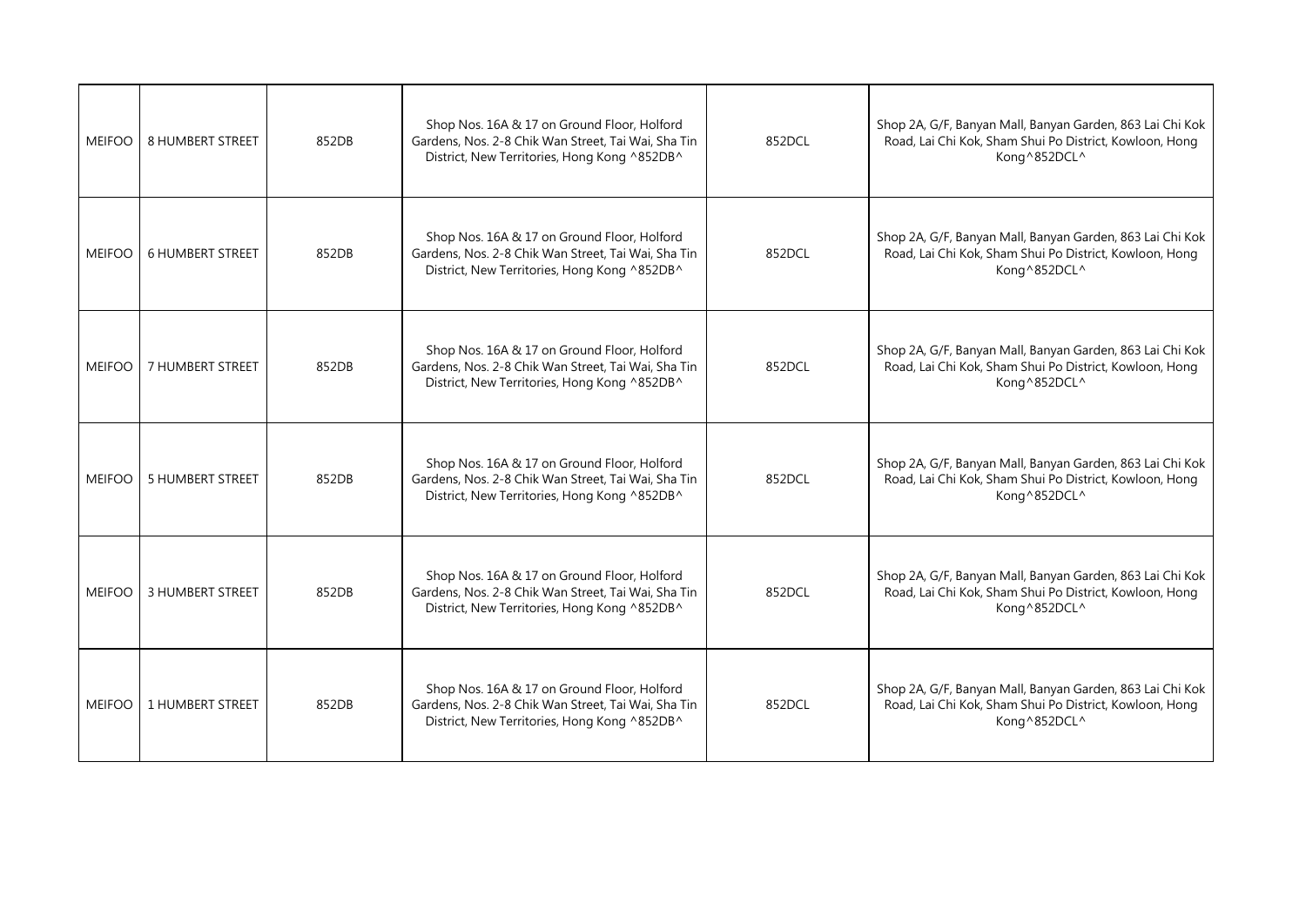| MEIFOO | 8 HUMBERT STREET | 852DB | Shop Nos. 16A & 17 on Ground Floor, Holford Gardens, Nos. 2-8 Chik Wan Street, Tai Wai, Sha Tin District, New Territories, Hong Kong ^852DB^ | 852DCL | Shop 2A, G/F, Banyan Mall, Banyan Garden, 863 Lai Chi Kok Road, Lai Chi Kok, Sham Shui Po District, Kowloon, Hong Kong^852DCL^ |
|---|---|---|---|---|---|
| MEIFOO | 6 HUMBERT STREET | 852DB | Shop Nos. 16A & 17 on Ground Floor, Holford Gardens, Nos. 2-8 Chik Wan Street, Tai Wai, Sha Tin District, New Territories, Hong Kong ^852DB^ | 852DCL | Shop 2A, G/F, Banyan Mall, Banyan Garden, 863 Lai Chi Kok Road, Lai Chi Kok, Sham Shui Po District, Kowloon, Hong Kong^852DCL^ |
| MEIFOO | 7 HUMBERT STREET | 852DB | Shop Nos. 16A & 17 on Ground Floor, Holford Gardens, Nos. 2-8 Chik Wan Street, Tai Wai, Sha Tin District, New Territories, Hong Kong ^852DB^ | 852DCL | Shop 2A, G/F, Banyan Mall, Banyan Garden, 863 Lai Chi Kok Road, Lai Chi Kok, Sham Shui Po District, Kowloon, Hong Kong^852DCL^ |
| MEIFOO | 5 HUMBERT STREET | 852DB | Shop Nos. 16A & 17 on Ground Floor, Holford Gardens, Nos. 2-8 Chik Wan Street, Tai Wai, Sha Tin District, New Territories, Hong Kong ^852DB^ | 852DCL | Shop 2A, G/F, Banyan Mall, Banyan Garden, 863 Lai Chi Kok Road, Lai Chi Kok, Sham Shui Po District, Kowloon, Hong Kong^852DCL^ |
| MEIFOO | 3 HUMBERT STREET | 852DB | Shop Nos. 16A & 17 on Ground Floor, Holford Gardens, Nos. 2-8 Chik Wan Street, Tai Wai, Sha Tin District, New Territories, Hong Kong ^852DB^ | 852DCL | Shop 2A, G/F, Banyan Mall, Banyan Garden, 863 Lai Chi Kok Road, Lai Chi Kok, Sham Shui Po District, Kowloon, Hong Kong^852DCL^ |
| MEIFOO | 1 HUMBERT STREET | 852DB | Shop Nos. 16A & 17 on Ground Floor, Holford Gardens, Nos. 2-8 Chik Wan Street, Tai Wai, Sha Tin District, New Territories, Hong Kong ^852DB^ | 852DCL | Shop 2A, G/F, Banyan Mall, Banyan Garden, 863 Lai Chi Kok Road, Lai Chi Kok, Sham Shui Po District, Kowloon, Hong Kong^852DCL^ |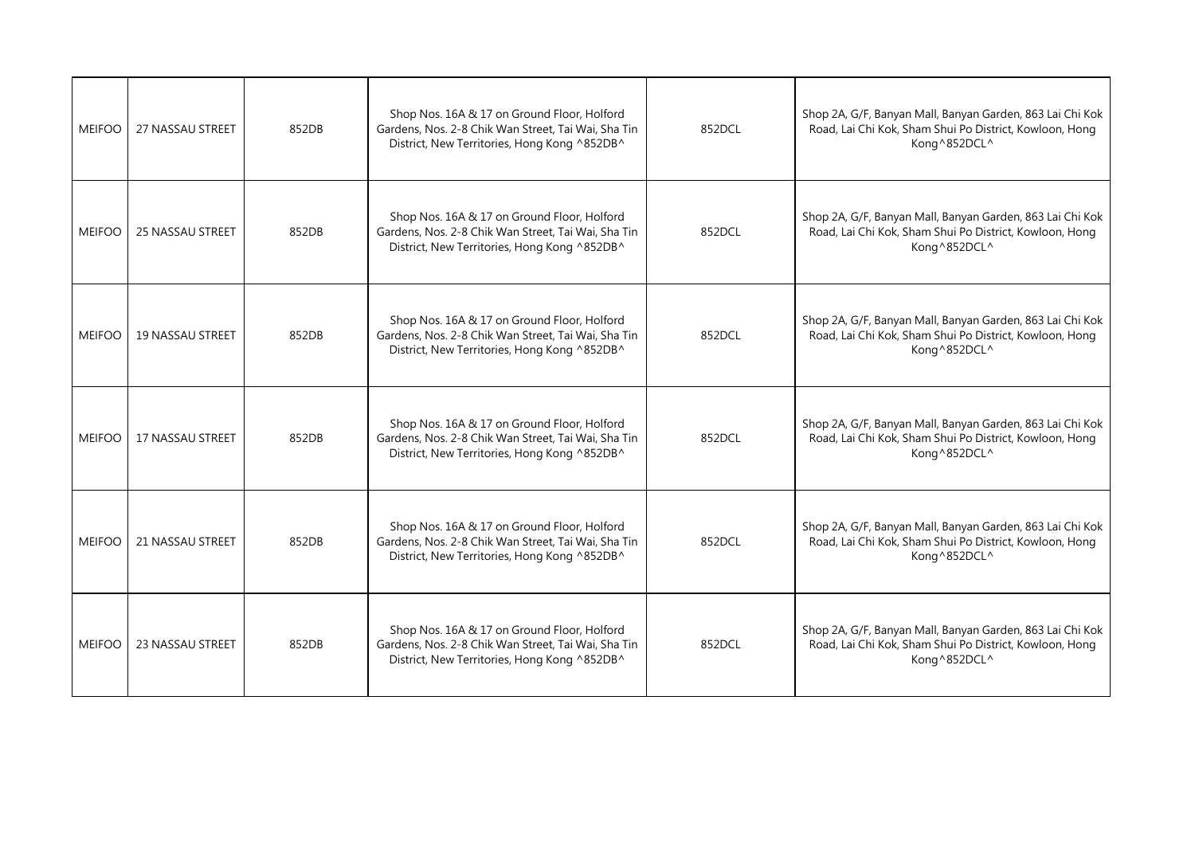| MEIFOO | 27 NASSAU STREET | 852DB | Shop Nos. 16A & 17 on Ground Floor, Holford Gardens, Nos. 2-8 Chik Wan Street, Tai Wai, Sha Tin District, New Territories, Hong Kong ^852DB^ | 852DCL | Shop 2A, G/F, Banyan Mall, Banyan Garden, 863 Lai Chi Kok Road, Lai Chi Kok, Sham Shui Po District, Kowloon, Hong Kong^852DCL^ |
|---|---|---|---|---|---|
| MEIFOO | 25 NASSAU STREET | 852DB | Shop Nos. 16A & 17 on Ground Floor, Holford Gardens, Nos. 2-8 Chik Wan Street, Tai Wai, Sha Tin District, New Territories, Hong Kong ^852DB^ | 852DCL | Shop 2A, G/F, Banyan Mall, Banyan Garden, 863 Lai Chi Kok Road, Lai Chi Kok, Sham Shui Po District, Kowloon, Hong Kong^852DCL^ |
| MEIFOO | 19 NASSAU STREET | 852DB | Shop Nos. 16A & 17 on Ground Floor, Holford Gardens, Nos. 2-8 Chik Wan Street, Tai Wai, Sha Tin District, New Territories, Hong Kong ^852DB^ | 852DCL | Shop 2A, G/F, Banyan Mall, Banyan Garden, 863 Lai Chi Kok Road, Lai Chi Kok, Sham Shui Po District, Kowloon, Hong Kong^852DCL^ |
| MEIFOO | 17 NASSAU STREET | 852DB | Shop Nos. 16A & 17 on Ground Floor, Holford Gardens, Nos. 2-8 Chik Wan Street, Tai Wai, Sha Tin District, New Territories, Hong Kong ^852DB^ | 852DCL | Shop 2A, G/F, Banyan Mall, Banyan Garden, 863 Lai Chi Kok Road, Lai Chi Kok, Sham Shui Po District, Kowloon, Hong Kong^852DCL^ |
| MEIFOO | 21 NASSAU STREET | 852DB | Shop Nos. 16A & 17 on Ground Floor, Holford Gardens, Nos. 2-8 Chik Wan Street, Tai Wai, Sha Tin District, New Territories, Hong Kong ^852DB^ | 852DCL | Shop 2A, G/F, Banyan Mall, Banyan Garden, 863 Lai Chi Kok Road, Lai Chi Kok, Sham Shui Po District, Kowloon, Hong Kong^852DCL^ |
| MEIFOO | 23 NASSAU STREET | 852DB | Shop Nos. 16A & 17 on Ground Floor, Holford Gardens, Nos. 2-8 Chik Wan Street, Tai Wai, Sha Tin District, New Territories, Hong Kong ^852DB^ | 852DCL | Shop 2A, G/F, Banyan Mall, Banyan Garden, 863 Lai Chi Kok Road, Lai Chi Kok, Sham Shui Po District, Kowloon, Hong Kong^852DCL^ |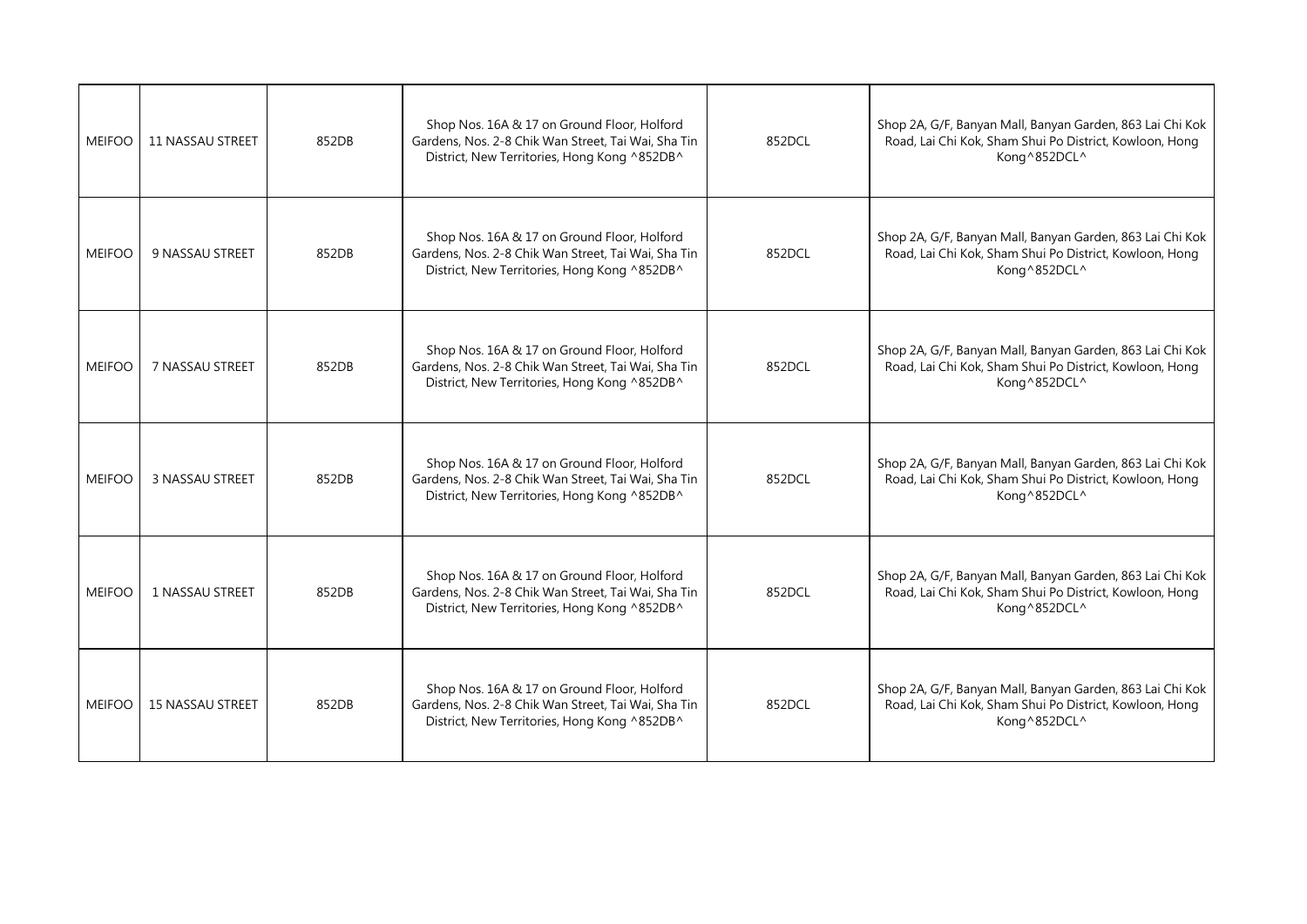| MEIFOO | 11 NASSAU STREET | 852DB | Shop Nos. 16A & 17 on Ground Floor, Holford Gardens, Nos. 2-8 Chik Wan Street, Tai Wai, Sha Tin District, New Territories, Hong Kong ^852DB^ | 852DCL | Shop 2A, G/F, Banyan Mall, Banyan Garden, 863 Lai Chi Kok Road, Lai Chi Kok, Sham Shui Po District, Kowloon, Hong Kong^852DCL^ |
|---|---|---|---|---|---|
| MEIFOO | 9 NASSAU STREET | 852DB | Shop Nos. 16A & 17 on Ground Floor, Holford Gardens, Nos. 2-8 Chik Wan Street, Tai Wai, Sha Tin District, New Territories, Hong Kong ^852DB^ | 852DCL | Shop 2A, G/F, Banyan Mall, Banyan Garden, 863 Lai Chi Kok Road, Lai Chi Kok, Sham Shui Po District, Kowloon, Hong Kong^852DCL^ |
| MEIFOO | 7 NASSAU STREET | 852DB | Shop Nos. 16A & 17 on Ground Floor, Holford Gardens, Nos. 2-8 Chik Wan Street, Tai Wai, Sha Tin District, New Territories, Hong Kong ^852DB^ | 852DCL | Shop 2A, G/F, Banyan Mall, Banyan Garden, 863 Lai Chi Kok Road, Lai Chi Kok, Sham Shui Po District, Kowloon, Hong Kong^852DCL^ |
| MEIFOO | 3 NASSAU STREET | 852DB | Shop Nos. 16A & 17 on Ground Floor, Holford Gardens, Nos. 2-8 Chik Wan Street, Tai Wai, Sha Tin District, New Territories, Hong Kong ^852DB^ | 852DCL | Shop 2A, G/F, Banyan Mall, Banyan Garden, 863 Lai Chi Kok Road, Lai Chi Kok, Sham Shui Po District, Kowloon, Hong Kong^852DCL^ |
| MEIFOO | 1 NASSAU STREET | 852DB | Shop Nos. 16A & 17 on Ground Floor, Holford Gardens, Nos. 2-8 Chik Wan Street, Tai Wai, Sha Tin District, New Territories, Hong Kong ^852DB^ | 852DCL | Shop 2A, G/F, Banyan Mall, Banyan Garden, 863 Lai Chi Kok Road, Lai Chi Kok, Sham Shui Po District, Kowloon, Hong Kong^852DCL^ |
| MEIFOO | 15 NASSAU STREET | 852DB | Shop Nos. 16A & 17 on Ground Floor, Holford Gardens, Nos. 2-8 Chik Wan Street, Tai Wai, Sha Tin District, New Territories, Hong Kong ^852DB^ | 852DCL | Shop 2A, G/F, Banyan Mall, Banyan Garden, 863 Lai Chi Kok Road, Lai Chi Kok, Sham Shui Po District, Kowloon, Hong Kong^852DCL^ |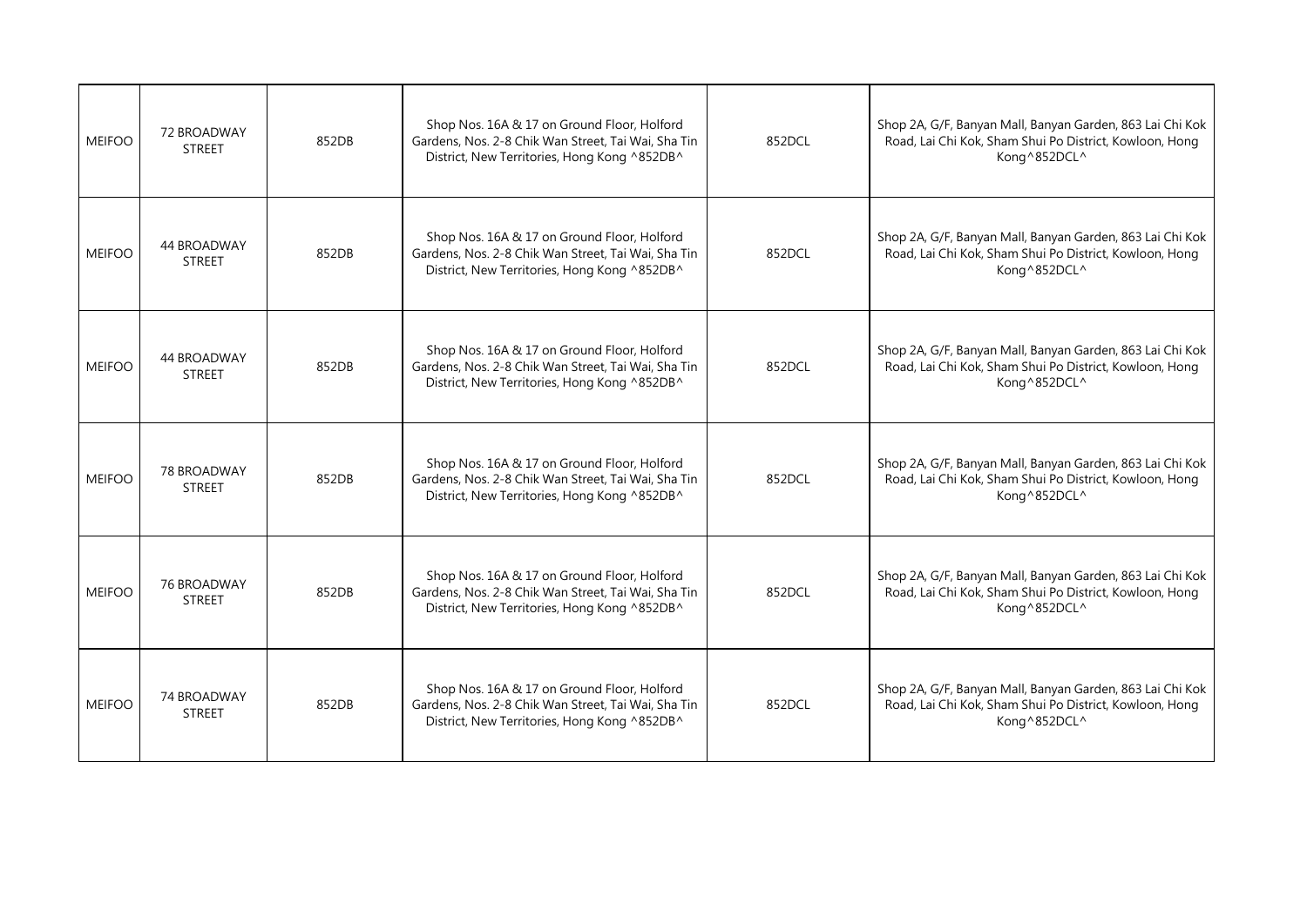| MEIFOO | 72 BROADWAY STREET | 852DB | Shop Nos. 16A & 17 on Ground Floor, Holford Gardens, Nos. 2-8 Chik Wan Street, Tai Wai, Sha Tin District, New Territories, Hong Kong ^852DB^ | 852DCL | Shop 2A, G/F, Banyan Mall, Banyan Garden, 863 Lai Chi Kok Road, Lai Chi Kok, Sham Shui Po District, Kowloon, Hong Kong^852DCL^ |
|---|---|---|---|---|---|
| MEIFOO | 44 BROADWAY STREET | 852DB | Shop Nos. 16A & 17 on Ground Floor, Holford Gardens, Nos. 2-8 Chik Wan Street, Tai Wai, Sha Tin District, New Territories, Hong Kong ^852DB^ | 852DCL | Shop 2A, G/F, Banyan Mall, Banyan Garden, 863 Lai Chi Kok Road, Lai Chi Kok, Sham Shui Po District, Kowloon, Hong Kong^852DCL^ |
| MEIFOO | 44 BROADWAY STREET | 852DB | Shop Nos. 16A & 17 on Ground Floor, Holford Gardens, Nos. 2-8 Chik Wan Street, Tai Wai, Sha Tin District, New Territories, Hong Kong ^852DB^ | 852DCL | Shop 2A, G/F, Banyan Mall, Banyan Garden, 863 Lai Chi Kok Road, Lai Chi Kok, Sham Shui Po District, Kowloon, Hong Kong^852DCL^ |
| MEIFOO | 78 BROADWAY STREET | 852DB | Shop Nos. 16A & 17 on Ground Floor, Holford Gardens, Nos. 2-8 Chik Wan Street, Tai Wai, Sha Tin District, New Territories, Hong Kong ^852DB^ | 852DCL | Shop 2A, G/F, Banyan Mall, Banyan Garden, 863 Lai Chi Kok Road, Lai Chi Kok, Sham Shui Po District, Kowloon, Hong Kong^852DCL^ |
| MEIFOO | 76 BROADWAY STREET | 852DB | Shop Nos. 16A & 17 on Ground Floor, Holford Gardens, Nos. 2-8 Chik Wan Street, Tai Wai, Sha Tin District, New Territories, Hong Kong ^852DB^ | 852DCL | Shop 2A, G/F, Banyan Mall, Banyan Garden, 863 Lai Chi Kok Road, Lai Chi Kok, Sham Shui Po District, Kowloon, Hong Kong^852DCL^ |
| MEIFOO | 74 BROADWAY STREET | 852DB | Shop Nos. 16A & 17 on Ground Floor, Holford Gardens, Nos. 2-8 Chik Wan Street, Tai Wai, Sha Tin District, New Territories, Hong Kong ^852DB^ | 852DCL | Shop 2A, G/F, Banyan Mall, Banyan Garden, 863 Lai Chi Kok Road, Lai Chi Kok, Sham Shui Po District, Kowloon, Hong Kong^852DCL^ |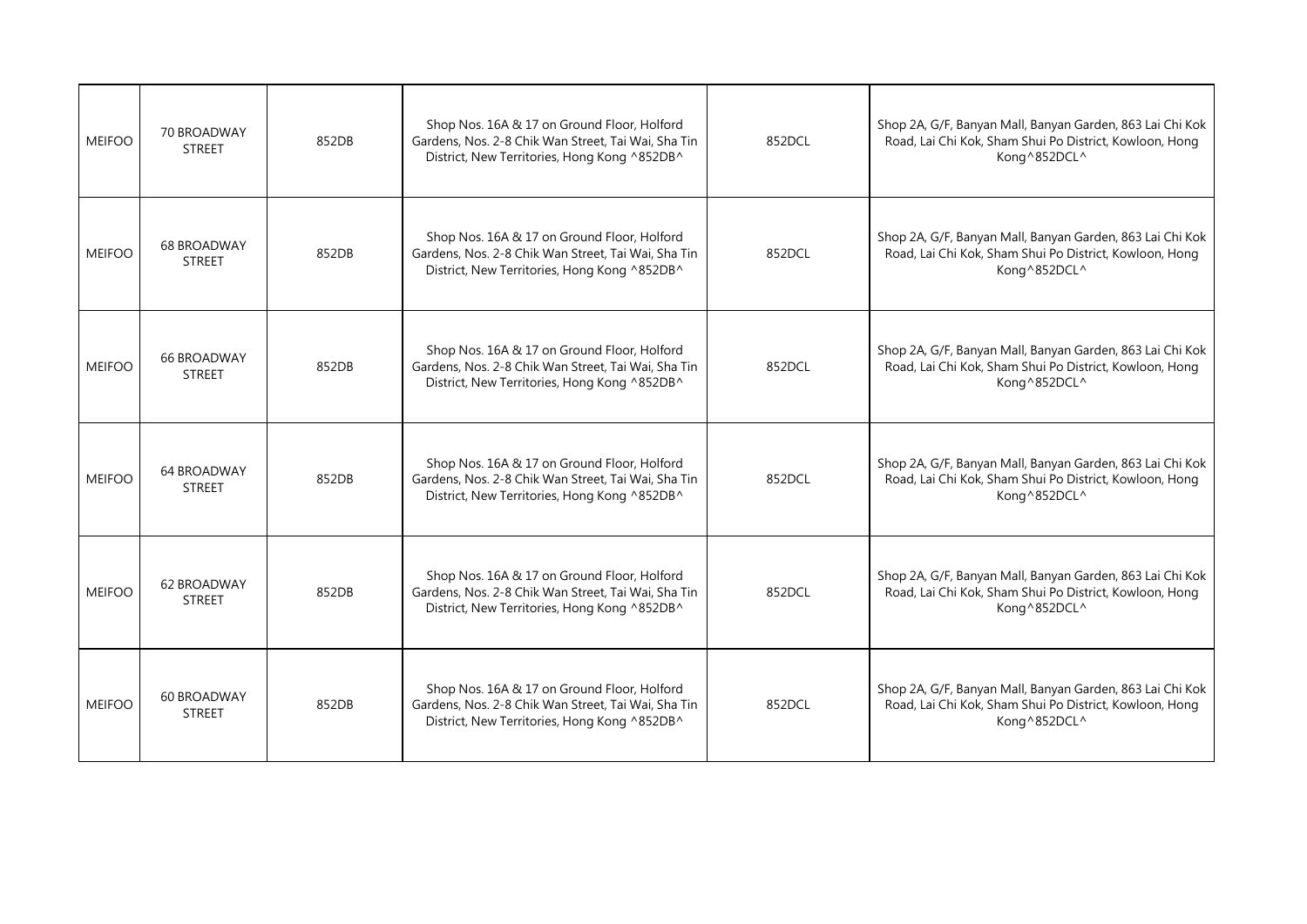| MEIFOO | 70 BROADWAY STREET | 852DB | Shop Nos. 16A & 17 on Ground Floor, Holford Gardens, Nos. 2-8 Chik Wan Street, Tai Wai, Sha Tin District, New Territories, Hong Kong ^852DB^ | 852DCL | Shop 2A, G/F, Banyan Mall, Banyan Garden, 863 Lai Chi Kok Road, Lai Chi Kok, Sham Shui Po District, Kowloon, Hong Kong^852DCL^ |
|---|---|---|---|---|---|
| MEIFOO | 68 BROADWAY STREET | 852DB | Shop Nos. 16A & 17 on Ground Floor, Holford Gardens, Nos. 2-8 Chik Wan Street, Tai Wai, Sha Tin District, New Territories, Hong Kong ^852DB^ | 852DCL | Shop 2A, G/F, Banyan Mall, Banyan Garden, 863 Lai Chi Kok Road, Lai Chi Kok, Sham Shui Po District, Kowloon, Hong Kong^852DCL^ |
| MEIFOO | 66 BROADWAY STREET | 852DB | Shop Nos. 16A & 17 on Ground Floor, Holford Gardens, Nos. 2-8 Chik Wan Street, Tai Wai, Sha Tin District, New Territories, Hong Kong ^852DB^ | 852DCL | Shop 2A, G/F, Banyan Mall, Banyan Garden, 863 Lai Chi Kok Road, Lai Chi Kok, Sham Shui Po District, Kowloon, Hong Kong^852DCL^ |
| MEIFOO | 64 BROADWAY STREET | 852DB | Shop Nos. 16A & 17 on Ground Floor, Holford Gardens, Nos. 2-8 Chik Wan Street, Tai Wai, Sha Tin District, New Territories, Hong Kong ^852DB^ | 852DCL | Shop 2A, G/F, Banyan Mall, Banyan Garden, 863 Lai Chi Kok Road, Lai Chi Kok, Sham Shui Po District, Kowloon, Hong Kong^852DCL^ |
| MEIFOO | 62 BROADWAY STREET | 852DB | Shop Nos. 16A & 17 on Ground Floor, Holford Gardens, Nos. 2-8 Chik Wan Street, Tai Wai, Sha Tin District, New Territories, Hong Kong ^852DB^ | 852DCL | Shop 2A, G/F, Banyan Mall, Banyan Garden, 863 Lai Chi Kok Road, Lai Chi Kok, Sham Shui Po District, Kowloon, Hong Kong^852DCL^ |
| MEIFOO | 60 BROADWAY STREET | 852DB | Shop Nos. 16A & 17 on Ground Floor, Holford Gardens, Nos. 2-8 Chik Wan Street, Tai Wai, Sha Tin District, New Territories, Hong Kong ^852DB^ | 852DCL | Shop 2A, G/F, Banyan Mall, Banyan Garden, 863 Lai Chi Kok Road, Lai Chi Kok, Sham Shui Po District, Kowloon, Hong Kong^852DCL^ |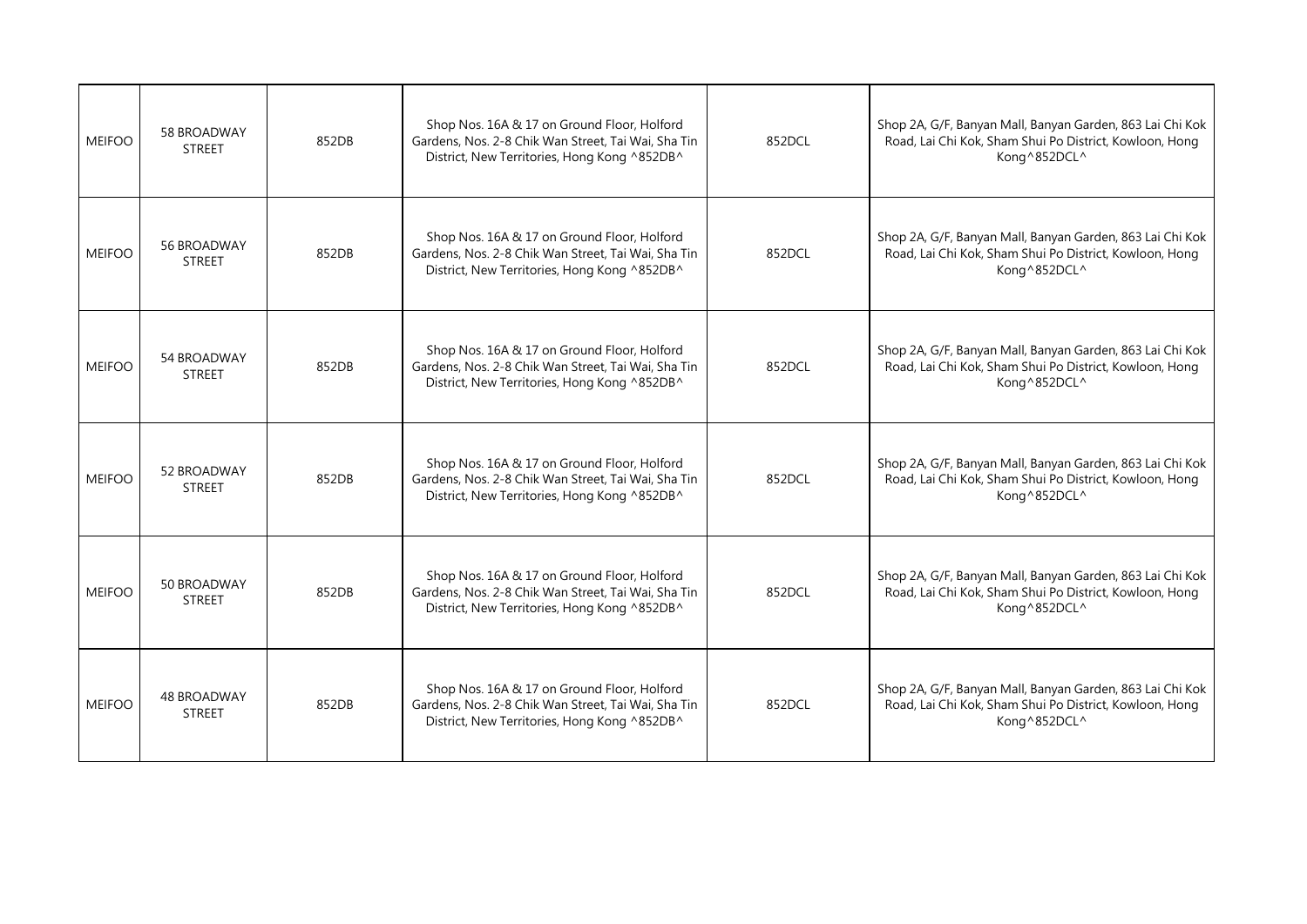| MEIFOO | 58 BROADWAY STREET | 852DB | Shop Nos. 16A & 17 on Ground Floor, Holford Gardens, Nos. 2-8 Chik Wan Street, Tai Wai, Sha Tin District, New Territories, Hong Kong ^852DB^ | 852DCL | Shop 2A, G/F, Banyan Mall, Banyan Garden, 863 Lai Chi Kok Road, Lai Chi Kok, Sham Shui Po District, Kowloon, Hong Kong^852DCL^ |
|---|---|---|---|---|---|
| MEIFOO | 56 BROADWAY STREET | 852DB | Shop Nos. 16A & 17 on Ground Floor, Holford Gardens, Nos. 2-8 Chik Wan Street, Tai Wai, Sha Tin District, New Territories, Hong Kong ^852DB^ | 852DCL | Shop 2A, G/F, Banyan Mall, Banyan Garden, 863 Lai Chi Kok Road, Lai Chi Kok, Sham Shui Po District, Kowloon, Hong Kong^852DCL^ |
| MEIFOO | 54 BROADWAY STREET | 852DB | Shop Nos. 16A & 17 on Ground Floor, Holford Gardens, Nos. 2-8 Chik Wan Street, Tai Wai, Sha Tin District, New Territories, Hong Kong ^852DB^ | 852DCL | Shop 2A, G/F, Banyan Mall, Banyan Garden, 863 Lai Chi Kok Road, Lai Chi Kok, Sham Shui Po District, Kowloon, Hong Kong^852DCL^ |
| MEIFOO | 52 BROADWAY STREET | 852DB | Shop Nos. 16A & 17 on Ground Floor, Holford Gardens, Nos. 2-8 Chik Wan Street, Tai Wai, Sha Tin District, New Territories, Hong Kong ^852DB^ | 852DCL | Shop 2A, G/F, Banyan Mall, Banyan Garden, 863 Lai Chi Kok Road, Lai Chi Kok, Sham Shui Po District, Kowloon, Hong Kong^852DCL^ |
| MEIFOO | 50 BROADWAY STREET | 852DB | Shop Nos. 16A & 17 on Ground Floor, Holford Gardens, Nos. 2-8 Chik Wan Street, Tai Wai, Sha Tin District, New Territories, Hong Kong ^852DB^ | 852DCL | Shop 2A, G/F, Banyan Mall, Banyan Garden, 863 Lai Chi Kok Road, Lai Chi Kok, Sham Shui Po District, Kowloon, Hong Kong^852DCL^ |
| MEIFOO | 48 BROADWAY STREET | 852DB | Shop Nos. 16A & 17 on Ground Floor, Holford Gardens, Nos. 2-8 Chik Wan Street, Tai Wai, Sha Tin District, New Territories, Hong Kong ^852DB^ | 852DCL | Shop 2A, G/F, Banyan Mall, Banyan Garden, 863 Lai Chi Kok Road, Lai Chi Kok, Sham Shui Po District, Kowloon, Hong Kong^852DCL^ |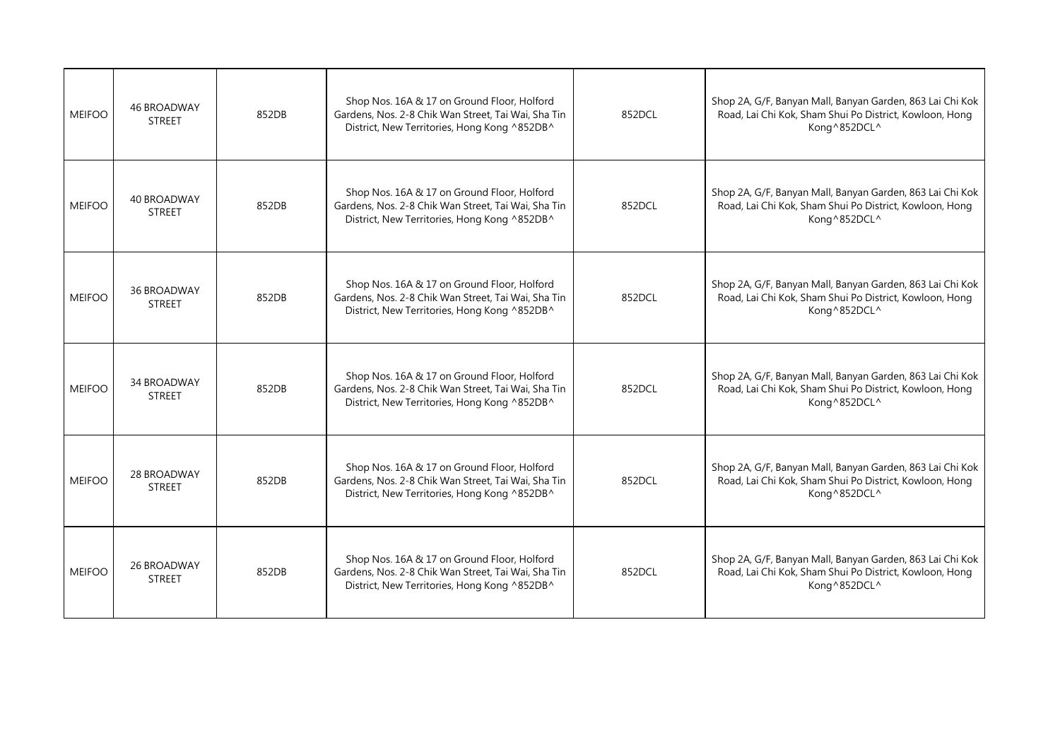| MEIFOO | 46 BROADWAY STREET | 852DB | Shop Nos. 16A & 17 on Ground Floor, Holford Gardens, Nos. 2-8 Chik Wan Street, Tai Wai, Sha Tin District, New Territories, Hong Kong ^852DB^ | 852DCL | Shop 2A, G/F, Banyan Mall, Banyan Garden, 863 Lai Chi Kok Road, Lai Chi Kok, Sham Shui Po District, Kowloon, Hong Kong^852DCL^ |
|---|---|---|---|---|---|
| MEIFOO | 40 BROADWAY STREET | 852DB | Shop Nos. 16A & 17 on Ground Floor, Holford Gardens, Nos. 2-8 Chik Wan Street, Tai Wai, Sha Tin District, New Territories, Hong Kong ^852DB^ | 852DCL | Shop 2A, G/F, Banyan Mall, Banyan Garden, 863 Lai Chi Kok Road, Lai Chi Kok, Sham Shui Po District, Kowloon, Hong Kong^852DCL^ |
| MEIFOO | 36 BROADWAY STREET | 852DB | Shop Nos. 16A & 17 on Ground Floor, Holford Gardens, Nos. 2-8 Chik Wan Street, Tai Wai, Sha Tin District, New Territories, Hong Kong ^852DB^ | 852DCL | Shop 2A, G/F, Banyan Mall, Banyan Garden, 863 Lai Chi Kok Road, Lai Chi Kok, Sham Shui Po District, Kowloon, Hong Kong^852DCL^ |
| MEIFOO | 34 BROADWAY STREET | 852DB | Shop Nos. 16A & 17 on Ground Floor, Holford Gardens, Nos. 2-8 Chik Wan Street, Tai Wai, Sha Tin District, New Territories, Hong Kong ^852DB^ | 852DCL | Shop 2A, G/F, Banyan Mall, Banyan Garden, 863 Lai Chi Kok Road, Lai Chi Kok, Sham Shui Po District, Kowloon, Hong Kong^852DCL^ |
| MEIFOO | 28 BROADWAY STREET | 852DB | Shop Nos. 16A & 17 on Ground Floor, Holford Gardens, Nos. 2-8 Chik Wan Street, Tai Wai, Sha Tin District, New Territories, Hong Kong ^852DB^ | 852DCL | Shop 2A, G/F, Banyan Mall, Banyan Garden, 863 Lai Chi Kok Road, Lai Chi Kok, Sham Shui Po District, Kowloon, Hong Kong^852DCL^ |
| MEIFOO | 26 BROADWAY STREET | 852DB | Shop Nos. 16A & 17 on Ground Floor, Holford Gardens, Nos. 2-8 Chik Wan Street, Tai Wai, Sha Tin District, New Territories, Hong Kong ^852DB^ | 852DCL | Shop 2A, G/F, Banyan Mall, Banyan Garden, 863 Lai Chi Kok Road, Lai Chi Kok, Sham Shui Po District, Kowloon, Hong Kong^852DCL^ |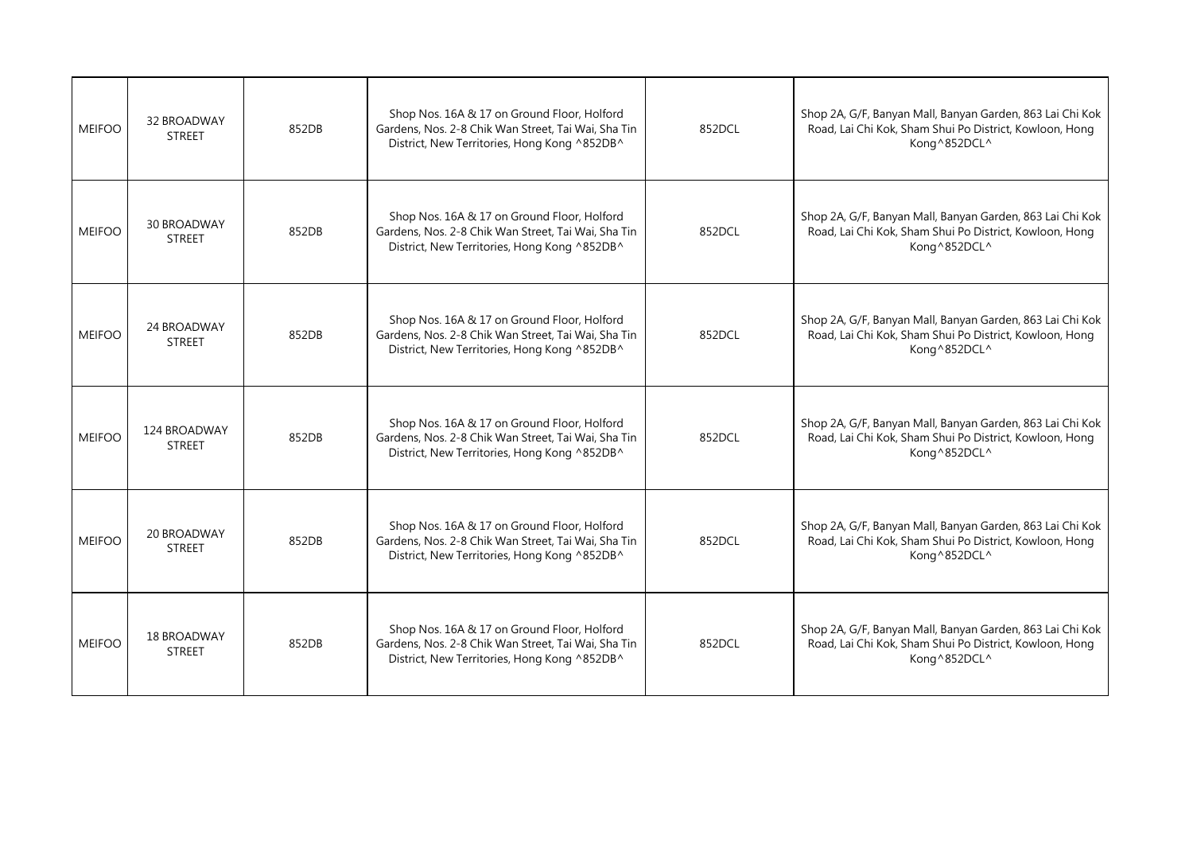| MEIFOO | 32 BROADWAY STREET | 852DB | Shop Nos. 16A & 17 on Ground Floor, Holford Gardens, Nos. 2-8 Chik Wan Street, Tai Wai, Sha Tin District, New Territories, Hong Kong ^852DB^ | 852DCL | Shop 2A, G/F, Banyan Mall, Banyan Garden, 863 Lai Chi Kok Road, Lai Chi Kok, Sham Shui Po District, Kowloon, Hong Kong^852DCL^ |
|---|---|---|---|---|---|
| MEIFOO | 30 BROADWAY STREET | 852DB | Shop Nos. 16A & 17 on Ground Floor, Holford Gardens, Nos. 2-8 Chik Wan Street, Tai Wai, Sha Tin District, New Territories, Hong Kong ^852DB^ | 852DCL | Shop 2A, G/F, Banyan Mall, Banyan Garden, 863 Lai Chi Kok Road, Lai Chi Kok, Sham Shui Po District, Kowloon, Hong Kong^852DCL^ |
| MEIFOO | 24 BROADWAY STREET | 852DB | Shop Nos. 16A & 17 on Ground Floor, Holford Gardens, Nos. 2-8 Chik Wan Street, Tai Wai, Sha Tin District, New Territories, Hong Kong ^852DB^ | 852DCL | Shop 2A, G/F, Banyan Mall, Banyan Garden, 863 Lai Chi Kok Road, Lai Chi Kok, Sham Shui Po District, Kowloon, Hong Kong^852DCL^ |
| MEIFOO | 124 BROADWAY STREET | 852DB | Shop Nos. 16A & 17 on Ground Floor, Holford Gardens, Nos. 2-8 Chik Wan Street, Tai Wai, Sha Tin District, New Territories, Hong Kong ^852DB^ | 852DCL | Shop 2A, G/F, Banyan Mall, Banyan Garden, 863 Lai Chi Kok Road, Lai Chi Kok, Sham Shui Po District, Kowloon, Hong Kong^852DCL^ |
| MEIFOO | 20 BROADWAY STREET | 852DB | Shop Nos. 16A & 17 on Ground Floor, Holford Gardens, Nos. 2-8 Chik Wan Street, Tai Wai, Sha Tin District, New Territories, Hong Kong ^852DB^ | 852DCL | Shop 2A, G/F, Banyan Mall, Banyan Garden, 863 Lai Chi Kok Road, Lai Chi Kok, Sham Shui Po District, Kowloon, Hong Kong^852DCL^ |
| MEIFOO | 18 BROADWAY STREET | 852DB | Shop Nos. 16A & 17 on Ground Floor, Holford Gardens, Nos. 2-8 Chik Wan Street, Tai Wai, Sha Tin District, New Territories, Hong Kong ^852DB^ | 852DCL | Shop 2A, G/F, Banyan Mall, Banyan Garden, 863 Lai Chi Kok Road, Lai Chi Kok, Sham Shui Po District, Kowloon, Hong Kong^852DCL^ |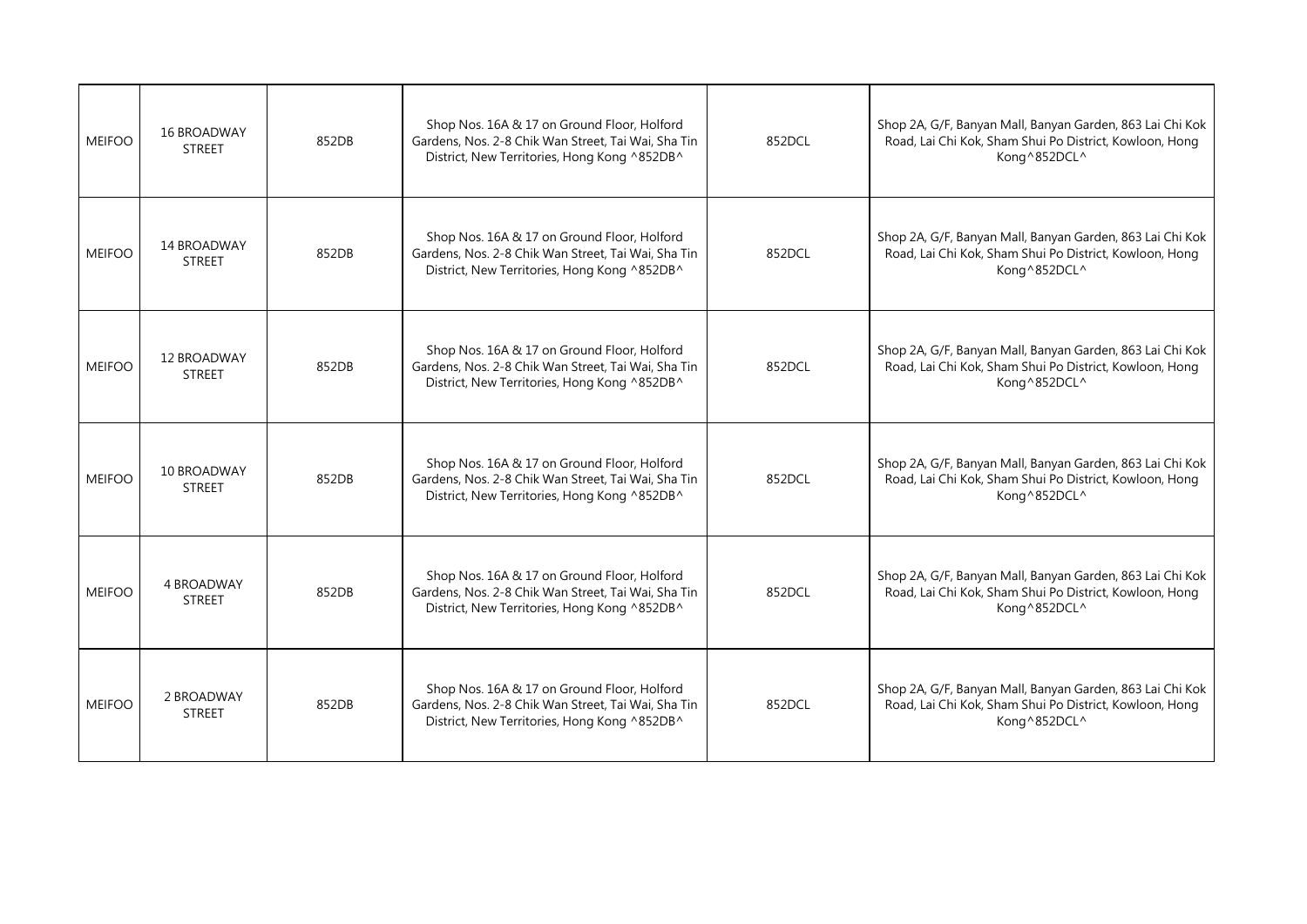| MEIFOO | 16 BROADWAY STREET | 852DB | Shop Nos. 16A & 17 on Ground Floor, Holford Gardens, Nos. 2-8 Chik Wan Street, Tai Wai, Sha Tin District, New Territories, Hong Kong ^852DB^ | 852DCL | Shop 2A, G/F, Banyan Mall, Banyan Garden, 863 Lai Chi Kok Road, Lai Chi Kok, Sham Shui Po District, Kowloon, Hong Kong^852DCL^ |
|---|---|---|---|---|---|
| MEIFOO | 14 BROADWAY STREET | 852DB | Shop Nos. 16A & 17 on Ground Floor, Holford Gardens, Nos. 2-8 Chik Wan Street, Tai Wai, Sha Tin District, New Territories, Hong Kong ^852DB^ | 852DCL | Shop 2A, G/F, Banyan Mall, Banyan Garden, 863 Lai Chi Kok Road, Lai Chi Kok, Sham Shui Po District, Kowloon, Hong Kong^852DCL^ |
| MEIFOO | 12 BROADWAY STREET | 852DB | Shop Nos. 16A & 17 on Ground Floor, Holford Gardens, Nos. 2-8 Chik Wan Street, Tai Wai, Sha Tin District, New Territories, Hong Kong ^852DB^ | 852DCL | Shop 2A, G/F, Banyan Mall, Banyan Garden, 863 Lai Chi Kok Road, Lai Chi Kok, Sham Shui Po District, Kowloon, Hong Kong^852DCL^ |
| MEIFOO | 10 BROADWAY STREET | 852DB | Shop Nos. 16A & 17 on Ground Floor, Holford Gardens, Nos. 2-8 Chik Wan Street, Tai Wai, Sha Tin District, New Territories, Hong Kong ^852DB^ | 852DCL | Shop 2A, G/F, Banyan Mall, Banyan Garden, 863 Lai Chi Kok Road, Lai Chi Kok, Sham Shui Po District, Kowloon, Hong Kong^852DCL^ |
| MEIFOO | 4 BROADWAY STREET | 852DB | Shop Nos. 16A & 17 on Ground Floor, Holford Gardens, Nos. 2-8 Chik Wan Street, Tai Wai, Sha Tin District, New Territories, Hong Kong ^852DB^ | 852DCL | Shop 2A, G/F, Banyan Mall, Banyan Garden, 863 Lai Chi Kok Road, Lai Chi Kok, Sham Shui Po District, Kowloon, Hong Kong^852DCL^ |
| MEIFOO | 2 BROADWAY STREET | 852DB | Shop Nos. 16A & 17 on Ground Floor, Holford Gardens, Nos. 2-8 Chik Wan Street, Tai Wai, Sha Tin District, New Territories, Hong Kong ^852DB^ | 852DCL | Shop 2A, G/F, Banyan Mall, Banyan Garden, 863 Lai Chi Kok Road, Lai Chi Kok, Sham Shui Po District, Kowloon, Hong Kong^852DCL^ |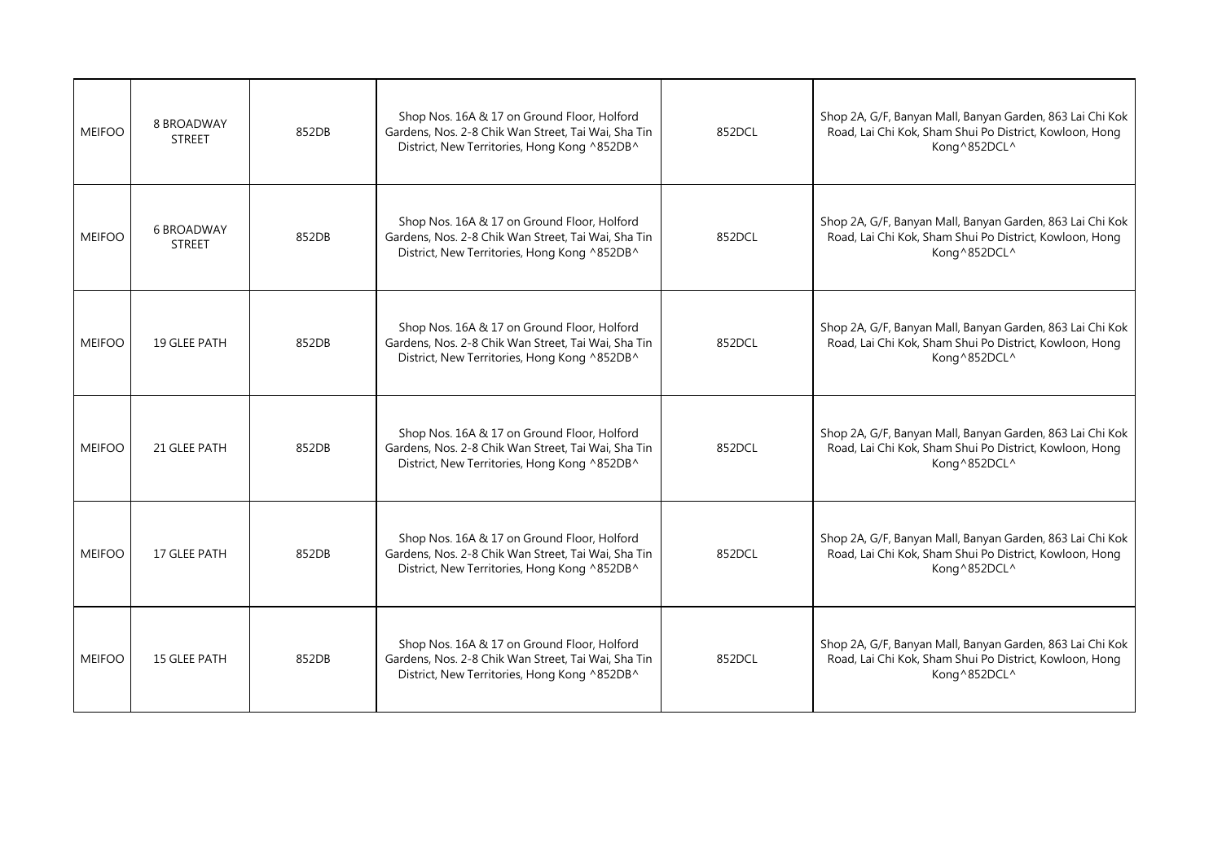| | | | | | |
|---|---|---|---|---|---|
| MEIFOO | 8 BROADWAY STREET | 852DB | Shop Nos. 16A & 17 on Ground Floor, Holford Gardens, Nos. 2-8 Chik Wan Street, Tai Wai, Sha Tin District, New Territories, Hong Kong ^852DB^ | 852DCL | Shop 2A, G/F, Banyan Mall, Banyan Garden, 863 Lai Chi Kok Road, Lai Chi Kok, Sham Shui Po District, Kowloon, Hong Kong^852DCL^ |
| MEIFOO | 6 BROADWAY STREET | 852DB | Shop Nos. 16A & 17 on Ground Floor, Holford Gardens, Nos. 2-8 Chik Wan Street, Tai Wai, Sha Tin District, New Territories, Hong Kong ^852DB^ | 852DCL | Shop 2A, G/F, Banyan Mall, Banyan Garden, 863 Lai Chi Kok Road, Lai Chi Kok, Sham Shui Po District, Kowloon, Hong Kong^852DCL^ |
| MEIFOO | 19 GLEE PATH | 852DB | Shop Nos. 16A & 17 on Ground Floor, Holford Gardens, Nos. 2-8 Chik Wan Street, Tai Wai, Sha Tin District, New Territories, Hong Kong ^852DB^ | 852DCL | Shop 2A, G/F, Banyan Mall, Banyan Garden, 863 Lai Chi Kok Road, Lai Chi Kok, Sham Shui Po District, Kowloon, Hong Kong^852DCL^ |
| MEIFOO | 21 GLEE PATH | 852DB | Shop Nos. 16A & 17 on Ground Floor, Holford Gardens, Nos. 2-8 Chik Wan Street, Tai Wai, Sha Tin District, New Territories, Hong Kong ^852DB^ | 852DCL | Shop 2A, G/F, Banyan Mall, Banyan Garden, 863 Lai Chi Kok Road, Lai Chi Kok, Sham Shui Po District, Kowloon, Hong Kong^852DCL^ |
| MEIFOO | 17 GLEE PATH | 852DB | Shop Nos. 16A & 17 on Ground Floor, Holford Gardens, Nos. 2-8 Chik Wan Street, Tai Wai, Sha Tin District, New Territories, Hong Kong ^852DB^ | 852DCL | Shop 2A, G/F, Banyan Mall, Banyan Garden, 863 Lai Chi Kok Road, Lai Chi Kok, Sham Shui Po District, Kowloon, Hong Kong^852DCL^ |
| MEIFOO | 15 GLEE PATH | 852DB | Shop Nos. 16A & 17 on Ground Floor, Holford Gardens, Nos. 2-8 Chik Wan Street, Tai Wai, Sha Tin District, New Territories, Hong Kong ^852DB^ | 852DCL | Shop 2A, G/F, Banyan Mall, Banyan Garden, 863 Lai Chi Kok Road, Lai Chi Kok, Sham Shui Po District, Kowloon, Hong Kong^852DCL^ |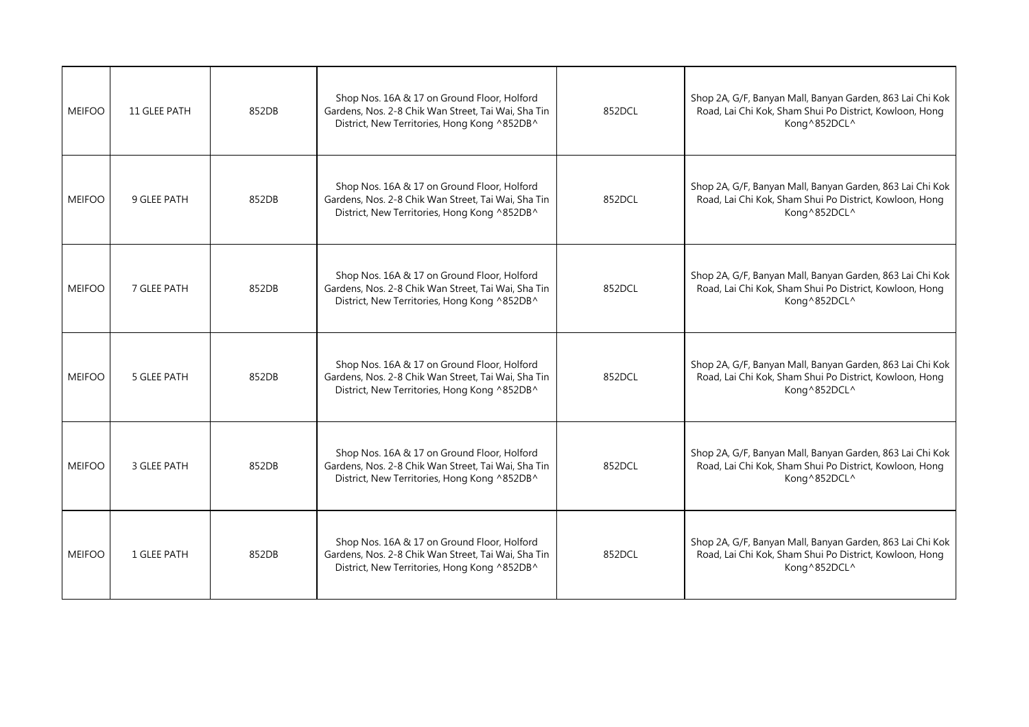| MEIFOO | 11 GLEE PATH | 852DB | Shop Nos. 16A & 17 on Ground Floor, Holford Gardens, Nos. 2-8 Chik Wan Street, Tai Wai, Sha Tin District, New Territories, Hong Kong ^852DB^ | 852DCL | Shop 2A, G/F, Banyan Mall, Banyan Garden, 863 Lai Chi Kok Road, Lai Chi Kok, Sham Shui Po District, Kowloon, Hong Kong^852DCL^ |
|---|---|---|---|---|---|
| MEIFOO | 9 GLEE PATH | 852DB | Shop Nos. 16A & 17 on Ground Floor, Holford Gardens, Nos. 2-8 Chik Wan Street, Tai Wai, Sha Tin District, New Territories, Hong Kong ^852DB^ | 852DCL | Shop 2A, G/F, Banyan Mall, Banyan Garden, 863 Lai Chi Kok Road, Lai Chi Kok, Sham Shui Po District, Kowloon, Hong Kong^852DCL^ |
| MEIFOO | 7 GLEE PATH | 852DB | Shop Nos. 16A & 17 on Ground Floor, Holford Gardens, Nos. 2-8 Chik Wan Street, Tai Wai, Sha Tin District, New Territories, Hong Kong ^852DB^ | 852DCL | Shop 2A, G/F, Banyan Mall, Banyan Garden, 863 Lai Chi Kok Road, Lai Chi Kok, Sham Shui Po District, Kowloon, Hong Kong^852DCL^ |
| MEIFOO | 5 GLEE PATH | 852DB | Shop Nos. 16A & 17 on Ground Floor, Holford Gardens, Nos. 2-8 Chik Wan Street, Tai Wai, Sha Tin District, New Territories, Hong Kong ^852DB^ | 852DCL | Shop 2A, G/F, Banyan Mall, Banyan Garden, 863 Lai Chi Kok Road, Lai Chi Kok, Sham Shui Po District, Kowloon, Hong Kong^852DCL^ |
| MEIFOO | 3 GLEE PATH | 852DB | Shop Nos. 16A & 17 on Ground Floor, Holford Gardens, Nos. 2-8 Chik Wan Street, Tai Wai, Sha Tin District, New Territories, Hong Kong ^852DB^ | 852DCL | Shop 2A, G/F, Banyan Mall, Banyan Garden, 863 Lai Chi Kok Road, Lai Chi Kok, Sham Shui Po District, Kowloon, Hong Kong^852DCL^ |
| MEIFOO | 1 GLEE PATH | 852DB | Shop Nos. 16A & 17 on Ground Floor, Holford Gardens, Nos. 2-8 Chik Wan Street, Tai Wai, Sha Tin District, New Territories, Hong Kong ^852DB^ | 852DCL | Shop 2A, G/F, Banyan Mall, Banyan Garden, 863 Lai Chi Kok Road, Lai Chi Kok, Sham Shui Po District, Kowloon, Hong Kong^852DCL^ |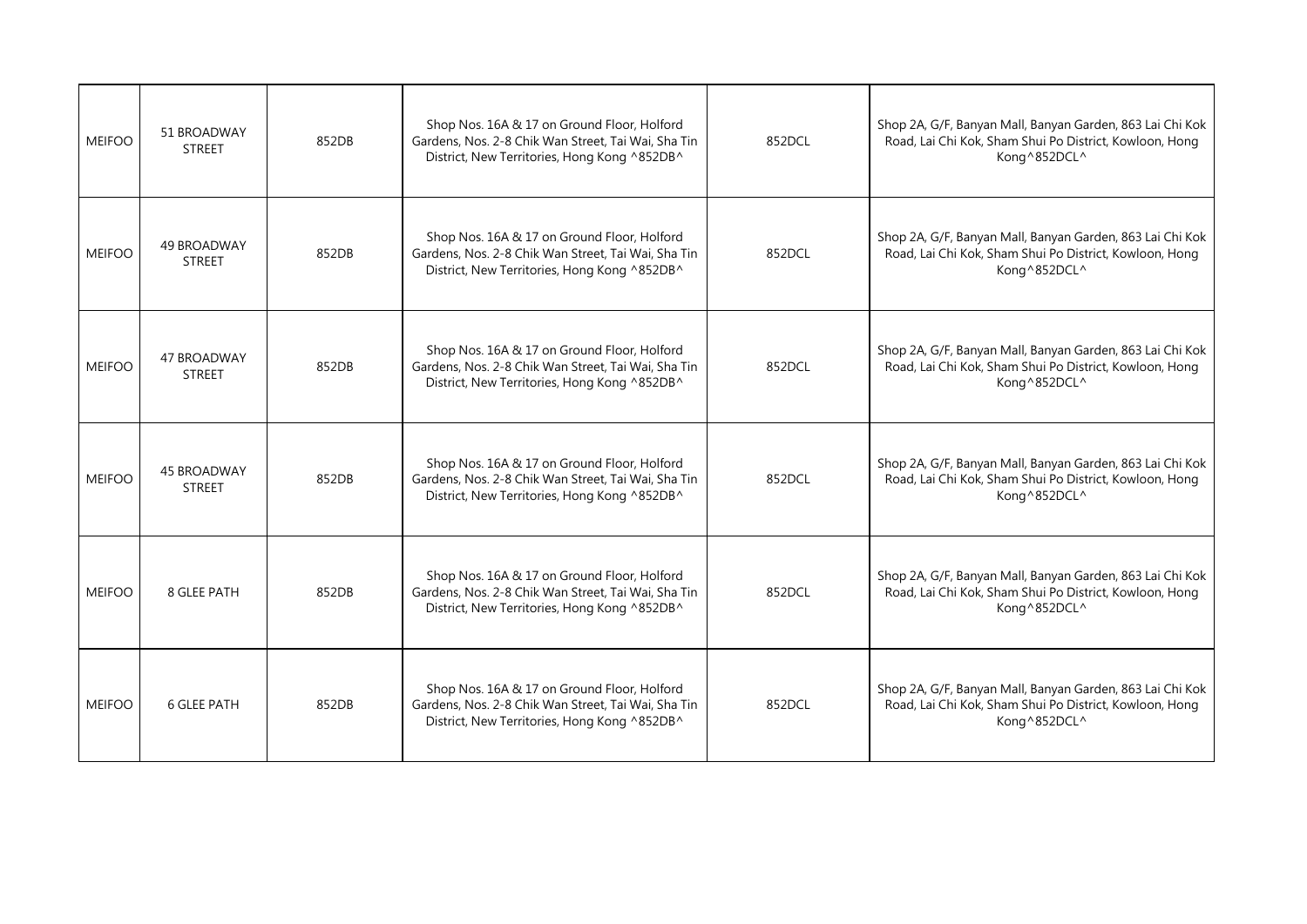| MEIFOO | 51 BROADWAY STREET | 852DB | Shop Nos. 16A & 17 on Ground Floor, Holford Gardens, Nos. 2-8 Chik Wan Street, Tai Wai, Sha Tin District, New Territories, Hong Kong ^852DB^ | 852DCL | Shop 2A, G/F, Banyan Mall, Banyan Garden, 863 Lai Chi Kok Road, Lai Chi Kok, Sham Shui Po District, Kowloon, Hong Kong^852DCL^ |
|---|---|---|---|---|---|
| MEIFOO | 49 BROADWAY STREET | 852DB | Shop Nos. 16A & 17 on Ground Floor, Holford Gardens, Nos. 2-8 Chik Wan Street, Tai Wai, Sha Tin District, New Territories, Hong Kong ^852DB^ | 852DCL | Shop 2A, G/F, Banyan Mall, Banyan Garden, 863 Lai Chi Kok Road, Lai Chi Kok, Sham Shui Po District, Kowloon, Hong Kong^852DCL^ |
| MEIFOO | 47 BROADWAY STREET | 852DB | Shop Nos. 16A & 17 on Ground Floor, Holford Gardens, Nos. 2-8 Chik Wan Street, Tai Wai, Sha Tin District, New Territories, Hong Kong ^852DB^ | 852DCL | Shop 2A, G/F, Banyan Mall, Banyan Garden, 863 Lai Chi Kok Road, Lai Chi Kok, Sham Shui Po District, Kowloon, Hong Kong^852DCL^ |
| MEIFOO | 45 BROADWAY STREET | 852DB | Shop Nos. 16A & 17 on Ground Floor, Holford Gardens, Nos. 2-8 Chik Wan Street, Tai Wai, Sha Tin District, New Territories, Hong Kong ^852DB^ | 852DCL | Shop 2A, G/F, Banyan Mall, Banyan Garden, 863 Lai Chi Kok Road, Lai Chi Kok, Sham Shui Po District, Kowloon, Hong Kong^852DCL^ |
| MEIFOO | 8 GLEE PATH | 852DB | Shop Nos. 16A & 17 on Ground Floor, Holford Gardens, Nos. 2-8 Chik Wan Street, Tai Wai, Sha Tin District, New Territories, Hong Kong ^852DB^ | 852DCL | Shop 2A, G/F, Banyan Mall, Banyan Garden, 863 Lai Chi Kok Road, Lai Chi Kok, Sham Shui Po District, Kowloon, Hong Kong^852DCL^ |
| MEIFOO | 6 GLEE PATH | 852DB | Shop Nos. 16A & 17 on Ground Floor, Holford Gardens, Nos. 2-8 Chik Wan Street, Tai Wai, Sha Tin District, New Territories, Hong Kong ^852DB^ | 852DCL | Shop 2A, G/F, Banyan Mall, Banyan Garden, 863 Lai Chi Kok Road, Lai Chi Kok, Sham Shui Po District, Kowloon, Hong Kong^852DCL^ |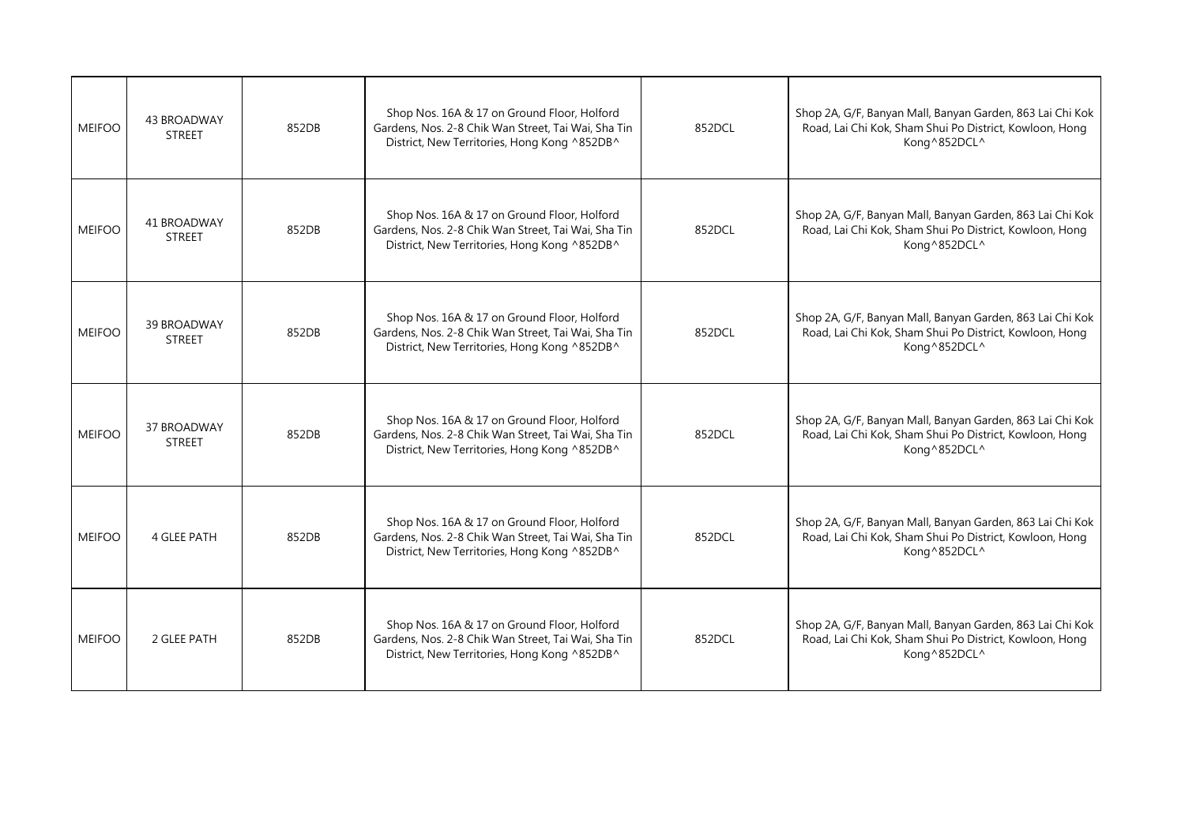| MEIFOO | 43 BROADWAY STREET | 852DB | Shop Nos. 16A & 17 on Ground Floor, Holford Gardens, Nos. 2-8 Chik Wan Street, Tai Wai, Sha Tin District, New Territories, Hong Kong ^852DB^ | 852DCL | Shop 2A, G/F, Banyan Mall, Banyan Garden, 863 Lai Chi Kok Road, Lai Chi Kok, Sham Shui Po District, Kowloon, Hong Kong^852DCL^ |
|---|---|---|---|---|---|
| MEIFOO | 41 BROADWAY STREET | 852DB | Shop Nos. 16A & 17 on Ground Floor, Holford Gardens, Nos. 2-8 Chik Wan Street, Tai Wai, Sha Tin District, New Territories, Hong Kong ^852DB^ | 852DCL | Shop 2A, G/F, Banyan Mall, Banyan Garden, 863 Lai Chi Kok Road, Lai Chi Kok, Sham Shui Po District, Kowloon, Hong Kong^852DCL^ |
| MEIFOO | 39 BROADWAY STREET | 852DB | Shop Nos. 16A & 17 on Ground Floor, Holford Gardens, Nos. 2-8 Chik Wan Street, Tai Wai, Sha Tin District, New Territories, Hong Kong ^852DB^ | 852DCL | Shop 2A, G/F, Banyan Mall, Banyan Garden, 863 Lai Chi Kok Road, Lai Chi Kok, Sham Shui Po District, Kowloon, Hong Kong^852DCL^ |
| MEIFOO | 37 BROADWAY STREET | 852DB | Shop Nos. 16A & 17 on Ground Floor, Holford Gardens, Nos. 2-8 Chik Wan Street, Tai Wai, Sha Tin District, New Territories, Hong Kong ^852DB^ | 852DCL | Shop 2A, G/F, Banyan Mall, Banyan Garden, 863 Lai Chi Kok Road, Lai Chi Kok, Sham Shui Po District, Kowloon, Hong Kong^852DCL^ |
| MEIFOO | 4 GLEE PATH | 852DB | Shop Nos. 16A & 17 on Ground Floor, Holford Gardens, Nos. 2-8 Chik Wan Street, Tai Wai, Sha Tin District, New Territories, Hong Kong ^852DB^ | 852DCL | Shop 2A, G/F, Banyan Mall, Banyan Garden, 863 Lai Chi Kok Road, Lai Chi Kok, Sham Shui Po District, Kowloon, Hong Kong^852DCL^ |
| MEIFOO | 2 GLEE PATH | 852DB | Shop Nos. 16A & 17 on Ground Floor, Holford Gardens, Nos. 2-8 Chik Wan Street, Tai Wai, Sha Tin District, New Territories, Hong Kong ^852DB^ | 852DCL | Shop 2A, G/F, Banyan Mall, Banyan Garden, 863 Lai Chi Kok Road, Lai Chi Kok, Sham Shui Po District, Kowloon, Hong Kong^852DCL^ |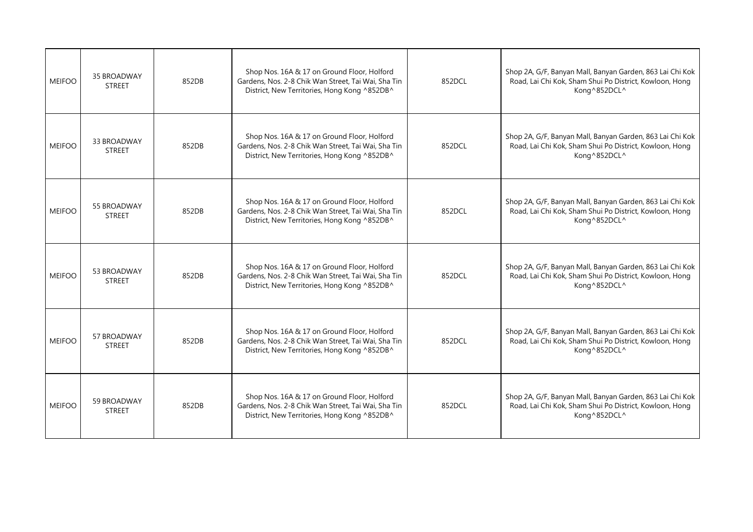| MEIFOO | 35 BROADWAY STREET | 852DB | Shop Nos. 16A & 17 on Ground Floor, Holford Gardens, Nos. 2-8 Chik Wan Street, Tai Wai, Sha Tin District, New Territories, Hong Kong ^852DB^ | 852DCL | Shop 2A, G/F, Banyan Mall, Banyan Garden, 863 Lai Chi Kok Road, Lai Chi Kok, Sham Shui Po District, Kowloon, Hong Kong^852DCL^ |
|---|---|---|---|---|---|
| MEIFOO | 33 BROADWAY STREET | 852DB | Shop Nos. 16A & 17 on Ground Floor, Holford Gardens, Nos. 2-8 Chik Wan Street, Tai Wai, Sha Tin District, New Territories, Hong Kong ^852DB^ | 852DCL | Shop 2A, G/F, Banyan Mall, Banyan Garden, 863 Lai Chi Kok Road, Lai Chi Kok, Sham Shui Po District, Kowloon, Hong Kong^852DCL^ |
| MEIFOO | 55 BROADWAY STREET | 852DB | Shop Nos. 16A & 17 on Ground Floor, Holford Gardens, Nos. 2-8 Chik Wan Street, Tai Wai, Sha Tin District, New Territories, Hong Kong ^852DB^ | 852DCL | Shop 2A, G/F, Banyan Mall, Banyan Garden, 863 Lai Chi Kok Road, Lai Chi Kok, Sham Shui Po District, Kowloon, Hong Kong^852DCL^ |
| MEIFOO | 53 BROADWAY STREET | 852DB | Shop Nos. 16A & 17 on Ground Floor, Holford Gardens, Nos. 2-8 Chik Wan Street, Tai Wai, Sha Tin District, New Territories, Hong Kong ^852DB^ | 852DCL | Shop 2A, G/F, Banyan Mall, Banyan Garden, 863 Lai Chi Kok Road, Lai Chi Kok, Sham Shui Po District, Kowloon, Hong Kong^852DCL^ |
| MEIFOO | 57 BROADWAY STREET | 852DB | Shop Nos. 16A & 17 on Ground Floor, Holford Gardens, Nos. 2-8 Chik Wan Street, Tai Wai, Sha Tin District, New Territories, Hong Kong ^852DB^ | 852DCL | Shop 2A, G/F, Banyan Mall, Banyan Garden, 863 Lai Chi Kok Road, Lai Chi Kok, Sham Shui Po District, Kowloon, Hong Kong^852DCL^ |
| MEIFOO | 59 BROADWAY STREET | 852DB | Shop Nos. 16A & 17 on Ground Floor, Holford Gardens, Nos. 2-8 Chik Wan Street, Tai Wai, Sha Tin District, New Territories, Hong Kong ^852DB^ | 852DCL | Shop 2A, G/F, Banyan Mall, Banyan Garden, 863 Lai Chi Kok Road, Lai Chi Kok, Sham Shui Po District, Kowloon, Hong Kong^852DCL^ |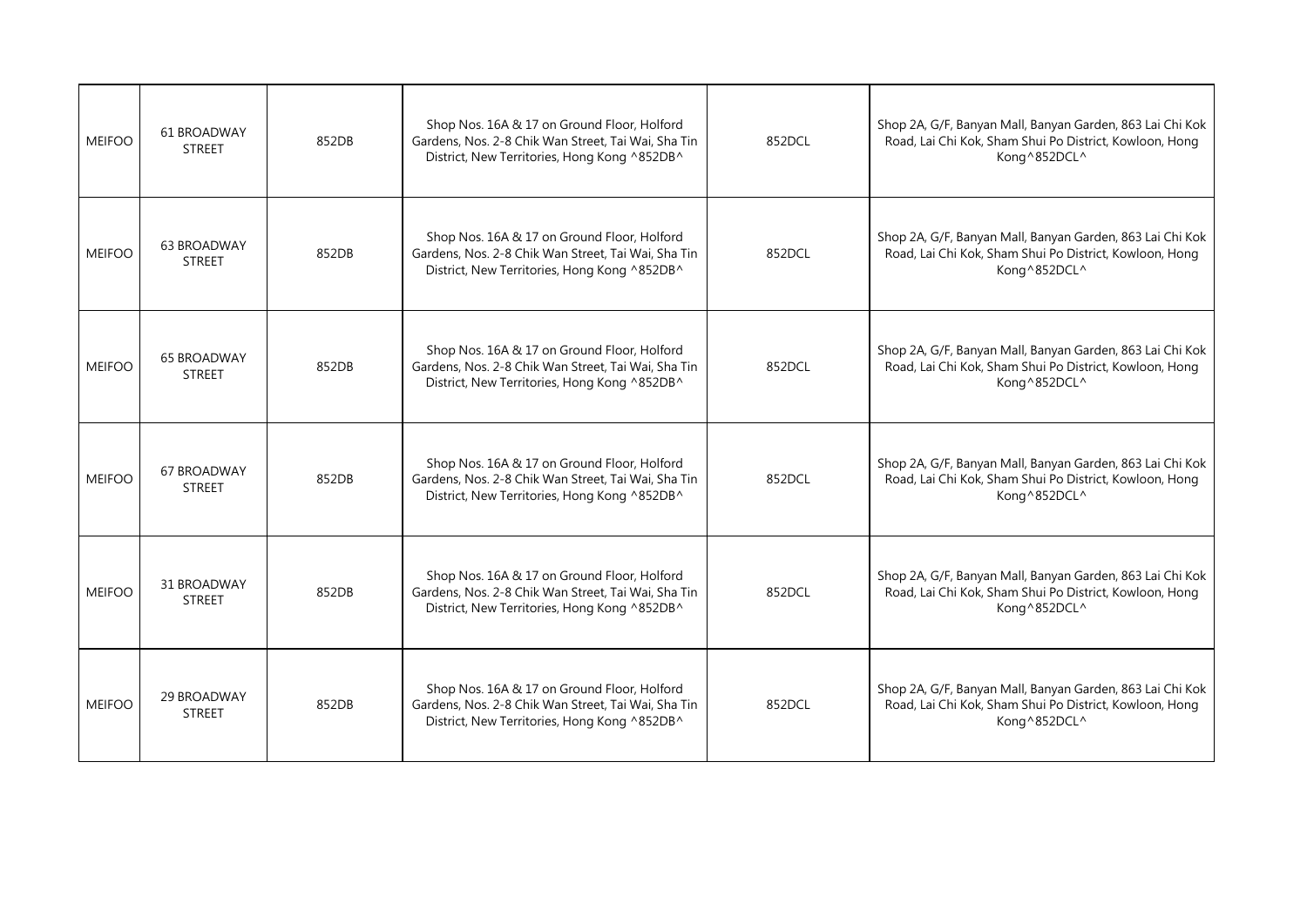| MEIFOO | 61 BROADWAY STREET | 852DB | Shop Nos. 16A & 17 on Ground Floor, Holford Gardens, Nos. 2-8 Chik Wan Street, Tai Wai, Sha Tin District, New Territories, Hong Kong ^852DB^ | 852DCL | Shop 2A, G/F, Banyan Mall, Banyan Garden, 863 Lai Chi Kok Road, Lai Chi Kok, Sham Shui Po District, Kowloon, Hong Kong^852DCL^ |
|---|---|---|---|---|---|
| MEIFOO | 63 BROADWAY STREET | 852DB | Shop Nos. 16A & 17 on Ground Floor, Holford Gardens, Nos. 2-8 Chik Wan Street, Tai Wai, Sha Tin District, New Territories, Hong Kong ^852DB^ | 852DCL | Shop 2A, G/F, Banyan Mall, Banyan Garden, 863 Lai Chi Kok Road, Lai Chi Kok, Sham Shui Po District, Kowloon, Hong Kong^852DCL^ |
| MEIFOO | 65 BROADWAY STREET | 852DB | Shop Nos. 16A & 17 on Ground Floor, Holford Gardens, Nos. 2-8 Chik Wan Street, Tai Wai, Sha Tin District, New Territories, Hong Kong ^852DB^ | 852DCL | Shop 2A, G/F, Banyan Mall, Banyan Garden, 863 Lai Chi Kok Road, Lai Chi Kok, Sham Shui Po District, Kowloon, Hong Kong^852DCL^ |
| MEIFOO | 67 BROADWAY STREET | 852DB | Shop Nos. 16A & 17 on Ground Floor, Holford Gardens, Nos. 2-8 Chik Wan Street, Tai Wai, Sha Tin District, New Territories, Hong Kong ^852DB^ | 852DCL | Shop 2A, G/F, Banyan Mall, Banyan Garden, 863 Lai Chi Kok Road, Lai Chi Kok, Sham Shui Po District, Kowloon, Hong Kong^852DCL^ |
| MEIFOO | 31 BROADWAY STREET | 852DB | Shop Nos. 16A & 17 on Ground Floor, Holford Gardens, Nos. 2-8 Chik Wan Street, Tai Wai, Sha Tin District, New Territories, Hong Kong ^852DB^ | 852DCL | Shop 2A, G/F, Banyan Mall, Banyan Garden, 863 Lai Chi Kok Road, Lai Chi Kok, Sham Shui Po District, Kowloon, Hong Kong^852DCL^ |
| MEIFOO | 29 BROADWAY STREET | 852DB | Shop Nos. 16A & 17 on Ground Floor, Holford Gardens, Nos. 2-8 Chik Wan Street, Tai Wai, Sha Tin District, New Territories, Hong Kong ^852DB^ | 852DCL | Shop 2A, G/F, Banyan Mall, Banyan Garden, 863 Lai Chi Kok Road, Lai Chi Kok, Sham Shui Po District, Kowloon, Hong Kong^852DCL^ |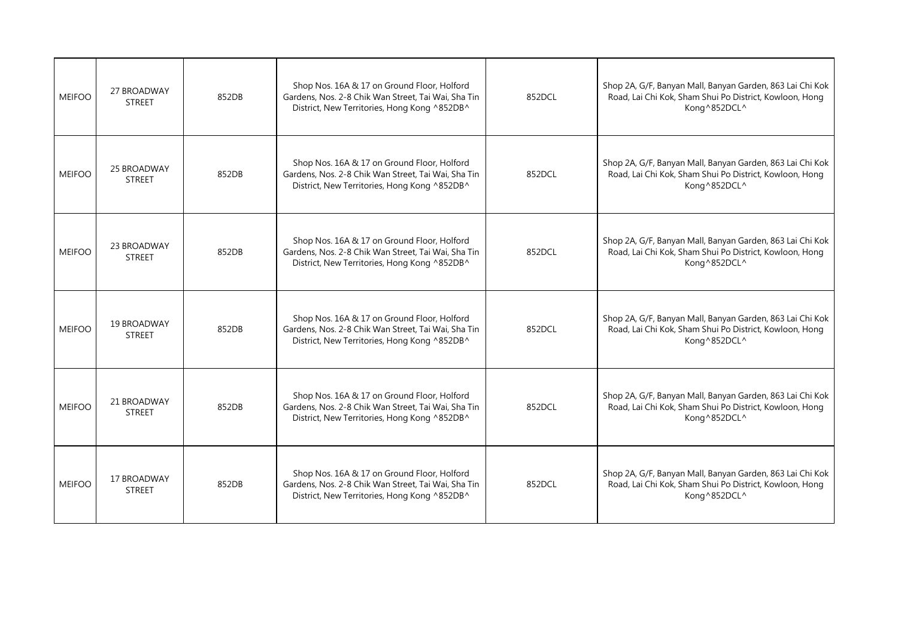| MEIFOO | 27 BROADWAY STREET | 852DB | Shop Nos. 16A & 17 on Ground Floor, Holford Gardens, Nos. 2-8 Chik Wan Street, Tai Wai, Sha Tin District, New Territories, Hong Kong ^852DB^ | 852DCL | Shop 2A, G/F, Banyan Mall, Banyan Garden, 863 Lai Chi Kok Road, Lai Chi Kok, Sham Shui Po District, Kowloon, Hong Kong^852DCL^ |
|---|---|---|---|---|---|
| MEIFOO | 25 BROADWAY STREET | 852DB | Shop Nos. 16A & 17 on Ground Floor, Holford Gardens, Nos. 2-8 Chik Wan Street, Tai Wai, Sha Tin District, New Territories, Hong Kong ^852DB^ | 852DCL | Shop 2A, G/F, Banyan Mall, Banyan Garden, 863 Lai Chi Kok Road, Lai Chi Kok, Sham Shui Po District, Kowloon, Hong Kong^852DCL^ |
| MEIFOO | 23 BROADWAY STREET | 852DB | Shop Nos. 16A & 17 on Ground Floor, Holford Gardens, Nos. 2-8 Chik Wan Street, Tai Wai, Sha Tin District, New Territories, Hong Kong ^852DB^ | 852DCL | Shop 2A, G/F, Banyan Mall, Banyan Garden, 863 Lai Chi Kok Road, Lai Chi Kok, Sham Shui Po District, Kowloon, Hong Kong^852DCL^ |
| MEIFOO | 19 BROADWAY STREET | 852DB | Shop Nos. 16A & 17 on Ground Floor, Holford Gardens, Nos. 2-8 Chik Wan Street, Tai Wai, Sha Tin District, New Territories, Hong Kong ^852DB^ | 852DCL | Shop 2A, G/F, Banyan Mall, Banyan Garden, 863 Lai Chi Kok Road, Lai Chi Kok, Sham Shui Po District, Kowloon, Hong Kong^852DCL^ |
| MEIFOO | 21 BROADWAY STREET | 852DB | Shop Nos. 16A & 17 on Ground Floor, Holford Gardens, Nos. 2-8 Chik Wan Street, Tai Wai, Sha Tin District, New Territories, Hong Kong ^852DB^ | 852DCL | Shop 2A, G/F, Banyan Mall, Banyan Garden, 863 Lai Chi Kok Road, Lai Chi Kok, Sham Shui Po District, Kowloon, Hong Kong^852DCL^ |
| MEIFOO | 17 BROADWAY STREET | 852DB | Shop Nos. 16A & 17 on Ground Floor, Holford Gardens, Nos. 2-8 Chik Wan Street, Tai Wai, Sha Tin District, New Territories, Hong Kong ^852DB^ | 852DCL | Shop 2A, G/F, Banyan Mall, Banyan Garden, 863 Lai Chi Kok Road, Lai Chi Kok, Sham Shui Po District, Kowloon, Hong Kong^852DCL^ |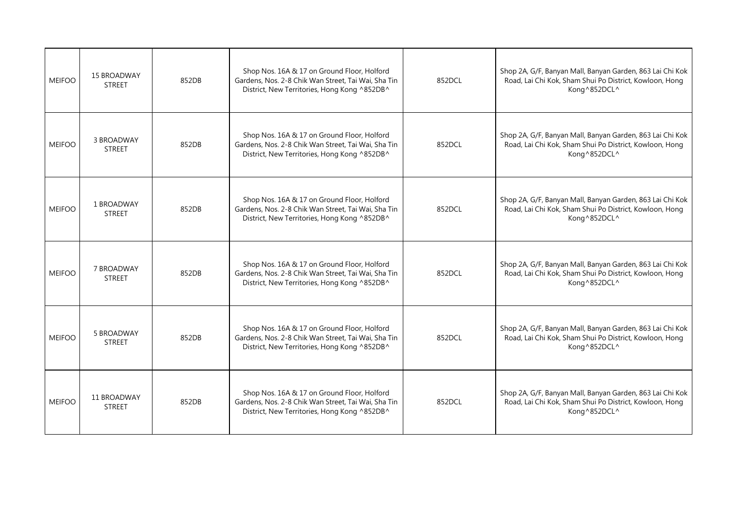| MEIFOO | 15 BROADWAY STREET | 852DB | Shop Nos. 16A & 17 on Ground Floor, Holford Gardens, Nos. 2-8 Chik Wan Street, Tai Wai, Sha Tin District, New Territories, Hong Kong ^852DB^ | 852DCL | Shop 2A, G/F, Banyan Mall, Banyan Garden, 863 Lai Chi Kok Road, Lai Chi Kok, Sham Shui Po District, Kowloon, Hong Kong^852DCL^ |
|---|---|---|---|---|---|
| MEIFOO | 3 BROADWAY STREET | 852DB | Shop Nos. 16A & 17 on Ground Floor, Holford Gardens, Nos. 2-8 Chik Wan Street, Tai Wai, Sha Tin District, New Territories, Hong Kong ^852DB^ | 852DCL | Shop 2A, G/F, Banyan Mall, Banyan Garden, 863 Lai Chi Kok Road, Lai Chi Kok, Sham Shui Po District, Kowloon, Hong Kong^852DCL^ |
| MEIFOO | 1 BROADWAY STREET | 852DB | Shop Nos. 16A & 17 on Ground Floor, Holford Gardens, Nos. 2-8 Chik Wan Street, Tai Wai, Sha Tin District, New Territories, Hong Kong ^852DB^ | 852DCL | Shop 2A, G/F, Banyan Mall, Banyan Garden, 863 Lai Chi Kok Road, Lai Chi Kok, Sham Shui Po District, Kowloon, Hong Kong^852DCL^ |
| MEIFOO | 7 BROADWAY STREET | 852DB | Shop Nos. 16A & 17 on Ground Floor, Holford Gardens, Nos. 2-8 Chik Wan Street, Tai Wai, Sha Tin District, New Territories, Hong Kong ^852DB^ | 852DCL | Shop 2A, G/F, Banyan Mall, Banyan Garden, 863 Lai Chi Kok Road, Lai Chi Kok, Sham Shui Po District, Kowloon, Hong Kong^852DCL^ |
| MEIFOO | 5 BROADWAY STREET | 852DB | Shop Nos. 16A & 17 on Ground Floor, Holford Gardens, Nos. 2-8 Chik Wan Street, Tai Wai, Sha Tin District, New Territories, Hong Kong ^852DB^ | 852DCL | Shop 2A, G/F, Banyan Mall, Banyan Garden, 863 Lai Chi Kok Road, Lai Chi Kok, Sham Shui Po District, Kowloon, Hong Kong^852DCL^ |
| MEIFOO | 11 BROADWAY STREET | 852DB | Shop Nos. 16A & 17 on Ground Floor, Holford Gardens, Nos. 2-8 Chik Wan Street, Tai Wai, Sha Tin District, New Territories, Hong Kong ^852DB^ | 852DCL | Shop 2A, G/F, Banyan Mall, Banyan Garden, 863 Lai Chi Kok Road, Lai Chi Kok, Sham Shui Po District, Kowloon, Hong Kong^852DCL^ |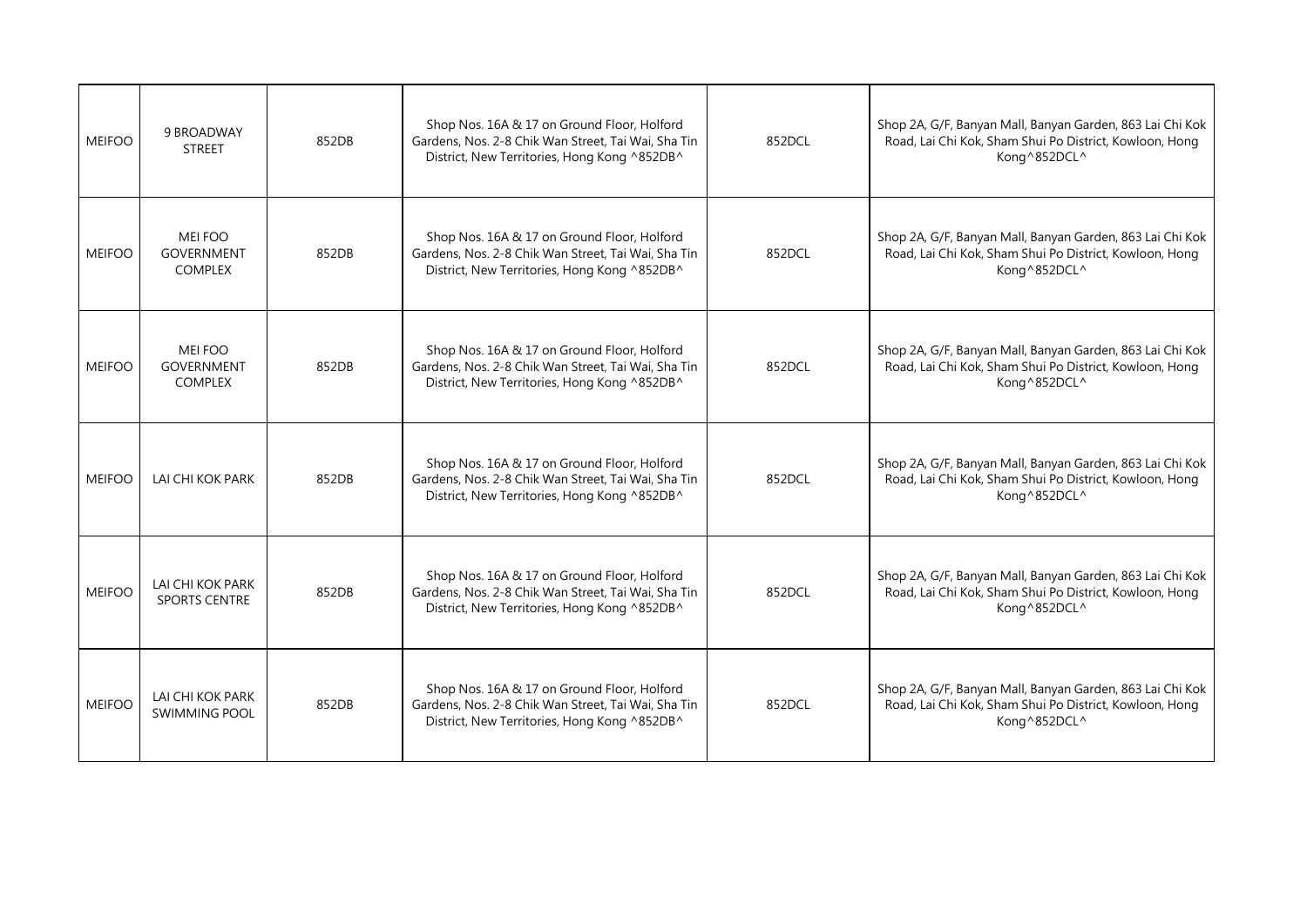| MEIFOO | 9 BROADWAY STREET | 852DB | Shop Nos. 16A & 17 on Ground Floor, Holford Gardens, Nos. 2-8 Chik Wan Street, Tai Wai, Sha Tin District, New Territories, Hong Kong ^852DB^ | 852DCL | Shop 2A, G/F, Banyan Mall, Banyan Garden, 863 Lai Chi Kok Road, Lai Chi Kok, Sham Shui Po District, Kowloon, Hong Kong^852DCL^ |
|---|---|---|---|---|---|
| MEIFOO | MEI FOO GOVERNMENT COMPLEX | 852DB | Shop Nos. 16A & 17 on Ground Floor, Holford Gardens, Nos. 2-8 Chik Wan Street, Tai Wai, Sha Tin District, New Territories, Hong Kong ^852DB^ | 852DCL | Shop 2A, G/F, Banyan Mall, Banyan Garden, 863 Lai Chi Kok Road, Lai Chi Kok, Sham Shui Po District, Kowloon, Hong Kong^852DCL^ |
| MEIFOO | MEI FOO GOVERNMENT COMPLEX | 852DB | Shop Nos. 16A & 17 on Ground Floor, Holford Gardens, Nos. 2-8 Chik Wan Street, Tai Wai, Sha Tin District, New Territories, Hong Kong ^852DB^ | 852DCL | Shop 2A, G/F, Banyan Mall, Banyan Garden, 863 Lai Chi Kok Road, Lai Chi Kok, Sham Shui Po District, Kowloon, Hong Kong^852DCL^ |
| MEIFOO | LAI CHI KOK PARK | 852DB | Shop Nos. 16A & 17 on Ground Floor, Holford Gardens, Nos. 2-8 Chik Wan Street, Tai Wai, Sha Tin District, New Territories, Hong Kong ^852DB^ | 852DCL | Shop 2A, G/F, Banyan Mall, Banyan Garden, 863 Lai Chi Kok Road, Lai Chi Kok, Sham Shui Po District, Kowloon, Hong Kong^852DCL^ |
| MEIFOO | LAI CHI KOK PARK SPORTS CENTRE | 852DB | Shop Nos. 16A & 17 on Ground Floor, Holford Gardens, Nos. 2-8 Chik Wan Street, Tai Wai, Sha Tin District, New Territories, Hong Kong ^852DB^ | 852DCL | Shop 2A, G/F, Banyan Mall, Banyan Garden, 863 Lai Chi Kok Road, Lai Chi Kok, Sham Shui Po District, Kowloon, Hong Kong^852DCL^ |
| MEIFOO | LAI CHI KOK PARK SWIMMING POOL | 852DB | Shop Nos. 16A & 17 on Ground Floor, Holford Gardens, Nos. 2-8 Chik Wan Street, Tai Wai, Sha Tin District, New Territories, Hong Kong ^852DB^ | 852DCL | Shop 2A, G/F, Banyan Mall, Banyan Garden, 863 Lai Chi Kok Road, Lai Chi Kok, Sham Shui Po District, Kowloon, Hong Kong^852DCL^ |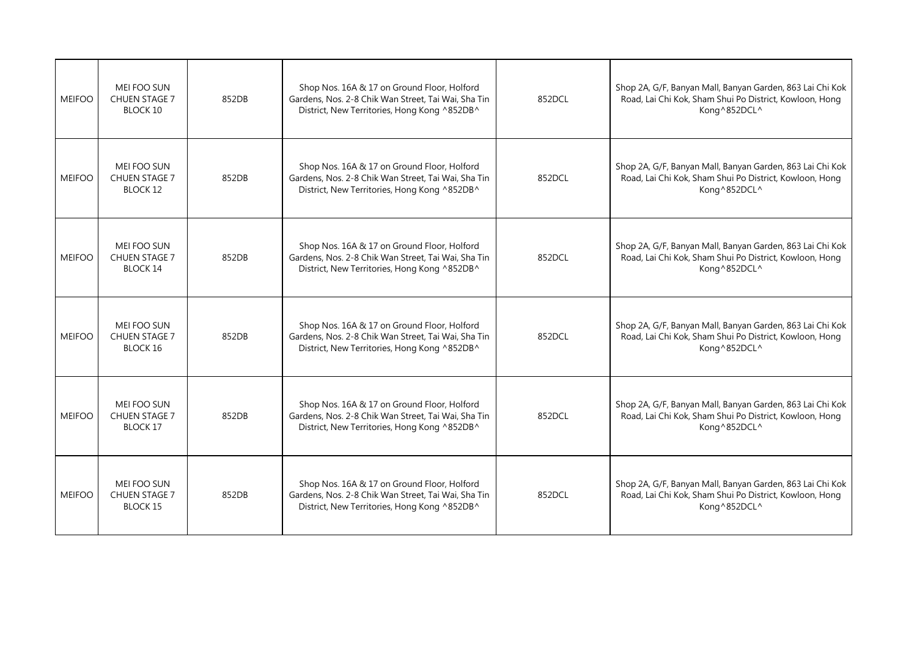| MEIFOO | MEI FOO SUN CHUEN STAGE 7 BLOCK 10 | 852DB | Shop Nos. 16A & 17 on Ground Floor, Holford Gardens, Nos. 2-8 Chik Wan Street, Tai Wai, Sha Tin District, New Territories, Hong Kong ^852DB^ | 852DCL | Shop 2A, G/F, Banyan Mall, Banyan Garden, 863 Lai Chi Kok Road, Lai Chi Kok, Sham Shui Po District, Kowloon, Hong Kong^852DCL^ |
|---|---|---|---|---|---|
| MEIFOO | MEI FOO SUN CHUEN STAGE 7 BLOCK 12 | 852DB | Shop Nos. 16A & 17 on Ground Floor, Holford Gardens, Nos. 2-8 Chik Wan Street, Tai Wai, Sha Tin District, New Territories, Hong Kong ^852DB^ | 852DCL | Shop 2A, G/F, Banyan Mall, Banyan Garden, 863 Lai Chi Kok Road, Lai Chi Kok, Sham Shui Po District, Kowloon, Hong Kong^852DCL^ |
| MEIFOO | MEI FOO SUN CHUEN STAGE 7 BLOCK 14 | 852DB | Shop Nos. 16A & 17 on Ground Floor, Holford Gardens, Nos. 2-8 Chik Wan Street, Tai Wai, Sha Tin District, New Territories, Hong Kong ^852DB^ | 852DCL | Shop 2A, G/F, Banyan Mall, Banyan Garden, 863 Lai Chi Kok Road, Lai Chi Kok, Sham Shui Po District, Kowloon, Hong Kong^852DCL^ |
| MEIFOO | MEI FOO SUN CHUEN STAGE 7 BLOCK 16 | 852DB | Shop Nos. 16A & 17 on Ground Floor, Holford Gardens, Nos. 2-8 Chik Wan Street, Tai Wai, Sha Tin District, New Territories, Hong Kong ^852DB^ | 852DCL | Shop 2A, G/F, Banyan Mall, Banyan Garden, 863 Lai Chi Kok Road, Lai Chi Kok, Sham Shui Po District, Kowloon, Hong Kong^852DCL^ |
| MEIFOO | MEI FOO SUN CHUEN STAGE 7 BLOCK 17 | 852DB | Shop Nos. 16A & 17 on Ground Floor, Holford Gardens, Nos. 2-8 Chik Wan Street, Tai Wai, Sha Tin District, New Territories, Hong Kong ^852DB^ | 852DCL | Shop 2A, G/F, Banyan Mall, Banyan Garden, 863 Lai Chi Kok Road, Lai Chi Kok, Sham Shui Po District, Kowloon, Hong Kong^852DCL^ |
| MEIFOO | MEI FOO SUN CHUEN STAGE 7 BLOCK 15 | 852DB | Shop Nos. 16A & 17 on Ground Floor, Holford Gardens, Nos. 2-8 Chik Wan Street, Tai Wai, Sha Tin District, New Territories, Hong Kong ^852DB^ | 852DCL | Shop 2A, G/F, Banyan Mall, Banyan Garden, 863 Lai Chi Kok Road, Lai Chi Kok, Sham Shui Po District, Kowloon, Hong Kong^852DCL^ |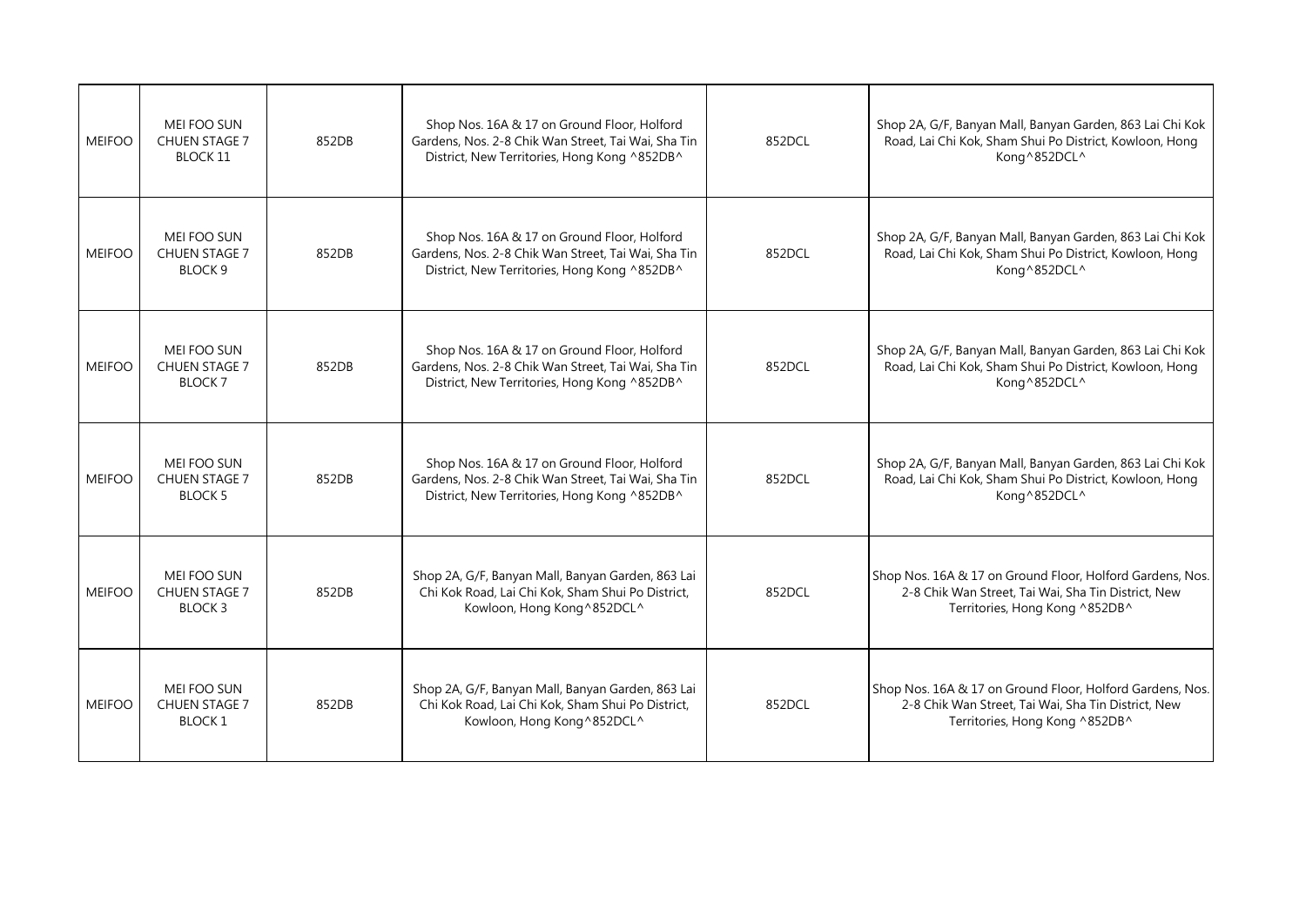| MEIFOO | MEI FOO SUN CHUEN STAGE 7 BLOCK 11 | 852DB | Shop Nos. 16A & 17 on Ground Floor, Holford Gardens, Nos. 2-8 Chik Wan Street, Tai Wai, Sha Tin District, New Territories, Hong Kong ^852DB^ | 852DCL | Shop 2A, G/F, Banyan Mall, Banyan Garden, 863 Lai Chi Kok Road, Lai Chi Kok, Sham Shui Po District, Kowloon, Hong Kong^852DCL^ |
|---|---|---|---|---|---|
| MEIFOO | MEI FOO SUN CHUEN STAGE 7 BLOCK 9 | 852DB | Shop Nos. 16A & 17 on Ground Floor, Holford Gardens, Nos. 2-8 Chik Wan Street, Tai Wai, Sha Tin District, New Territories, Hong Kong ^852DB^ | 852DCL | Shop 2A, G/F, Banyan Mall, Banyan Garden, 863 Lai Chi Kok Road, Lai Chi Kok, Sham Shui Po District, Kowloon, Hong Kong^852DCL^ |
| MEIFOO | MEI FOO SUN CHUEN STAGE 7 BLOCK 7 | 852DB | Shop Nos. 16A & 17 on Ground Floor, Holford Gardens, Nos. 2-8 Chik Wan Street, Tai Wai, Sha Tin District, New Territories, Hong Kong ^852DB^ | 852DCL | Shop 2A, G/F, Banyan Mall, Banyan Garden, 863 Lai Chi Kok Road, Lai Chi Kok, Sham Shui Po District, Kowloon, Hong Kong^852DCL^ |
| MEIFOO | MEI FOO SUN CHUEN STAGE 7 BLOCK 5 | 852DB | Shop Nos. 16A & 17 on Ground Floor, Holford Gardens, Nos. 2-8 Chik Wan Street, Tai Wai, Sha Tin District, New Territories, Hong Kong ^852DB^ | 852DCL | Shop 2A, G/F, Banyan Mall, Banyan Garden, 863 Lai Chi Kok Road, Lai Chi Kok, Sham Shui Po District, Kowloon, Hong Kong^852DCL^ |
| MEIFOO | MEI FOO SUN CHUEN STAGE 7 BLOCK 3 | 852DB | Shop 2A, G/F, Banyan Mall, Banyan Garden, 863 Lai Chi Kok Road, Lai Chi Kok, Sham Shui Po District, Kowloon, Hong Kong^852DCL^ | 852DCL | Shop Nos. 16A & 17 on Ground Floor, Holford Gardens, Nos. 2-8 Chik Wan Street, Tai Wai, Sha Tin District, New Territories, Hong Kong ^852DB^ |
| MEIFOO | MEI FOO SUN CHUEN STAGE 7 BLOCK 1 | 852DB | Shop 2A, G/F, Banyan Mall, Banyan Garden, 863 Lai Chi Kok Road, Lai Chi Kok, Sham Shui Po District, Kowloon, Hong Kong^852DCL^ | 852DCL | Shop Nos. 16A & 17 on Ground Floor, Holford Gardens, Nos. 2-8 Chik Wan Street, Tai Wai, Sha Tin District, New Territories, Hong Kong ^852DB^ |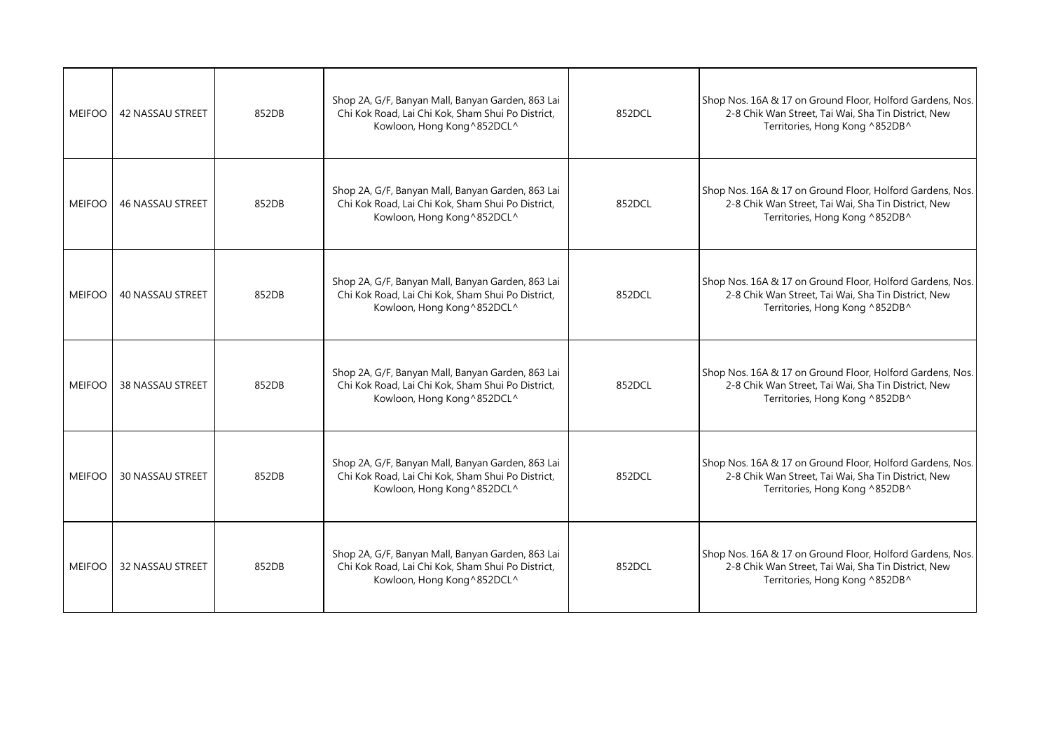| | | | | | |
|---|---|---|---|---|---|
| MEIFOO | 42 NASSAU STREET | 852DB | Shop 2A, G/F, Banyan Mall, Banyan Garden, 863 Lai Chi Kok Road, Lai Chi Kok, Sham Shui Po District, Kowloon, Hong Kong^852DCL^ | 852DCL | Shop Nos. 16A & 17 on Ground Floor, Holford Gardens, Nos. 2-8 Chik Wan Street, Tai Wai, Sha Tin District, New Territories, Hong Kong ^852DB^ |
| MEIFOO | 46 NASSAU STREET | 852DB | Shop 2A, G/F, Banyan Mall, Banyan Garden, 863 Lai Chi Kok Road, Lai Chi Kok, Sham Shui Po District, Kowloon, Hong Kong^852DCL^ | 852DCL | Shop Nos. 16A & 17 on Ground Floor, Holford Gardens, Nos. 2-8 Chik Wan Street, Tai Wai, Sha Tin District, New Territories, Hong Kong ^852DB^ |
| MEIFOO | 40 NASSAU STREET | 852DB | Shop 2A, G/F, Banyan Mall, Banyan Garden, 863 Lai Chi Kok Road, Lai Chi Kok, Sham Shui Po District, Kowloon, Hong Kong^852DCL^ | 852DCL | Shop Nos. 16A & 17 on Ground Floor, Holford Gardens, Nos. 2-8 Chik Wan Street, Tai Wai, Sha Tin District, New Territories, Hong Kong ^852DB^ |
| MEIFOO | 38 NASSAU STREET | 852DB | Shop 2A, G/F, Banyan Mall, Banyan Garden, 863 Lai Chi Kok Road, Lai Chi Kok, Sham Shui Po District, Kowloon, Hong Kong^852DCL^ | 852DCL | Shop Nos. 16A & 17 on Ground Floor, Holford Gardens, Nos. 2-8 Chik Wan Street, Tai Wai, Sha Tin District, New Territories, Hong Kong ^852DB^ |
| MEIFOO | 30 NASSAU STREET | 852DB | Shop 2A, G/F, Banyan Mall, Banyan Garden, 863 Lai Chi Kok Road, Lai Chi Kok, Sham Shui Po District, Kowloon, Hong Kong^852DCL^ | 852DCL | Shop Nos. 16A & 17 on Ground Floor, Holford Gardens, Nos. 2-8 Chik Wan Street, Tai Wai, Sha Tin District, New Territories, Hong Kong ^852DB^ |
| MEIFOO | 32 NASSAU STREET | 852DB | Shop 2A, G/F, Banyan Mall, Banyan Garden, 863 Lai Chi Kok Road, Lai Chi Kok, Sham Shui Po District, Kowloon, Hong Kong^852DCL^ | 852DCL | Shop Nos. 16A & 17 on Ground Floor, Holford Gardens, Nos. 2-8 Chik Wan Street, Tai Wai, Sha Tin District, New Territories, Hong Kong ^852DB^ |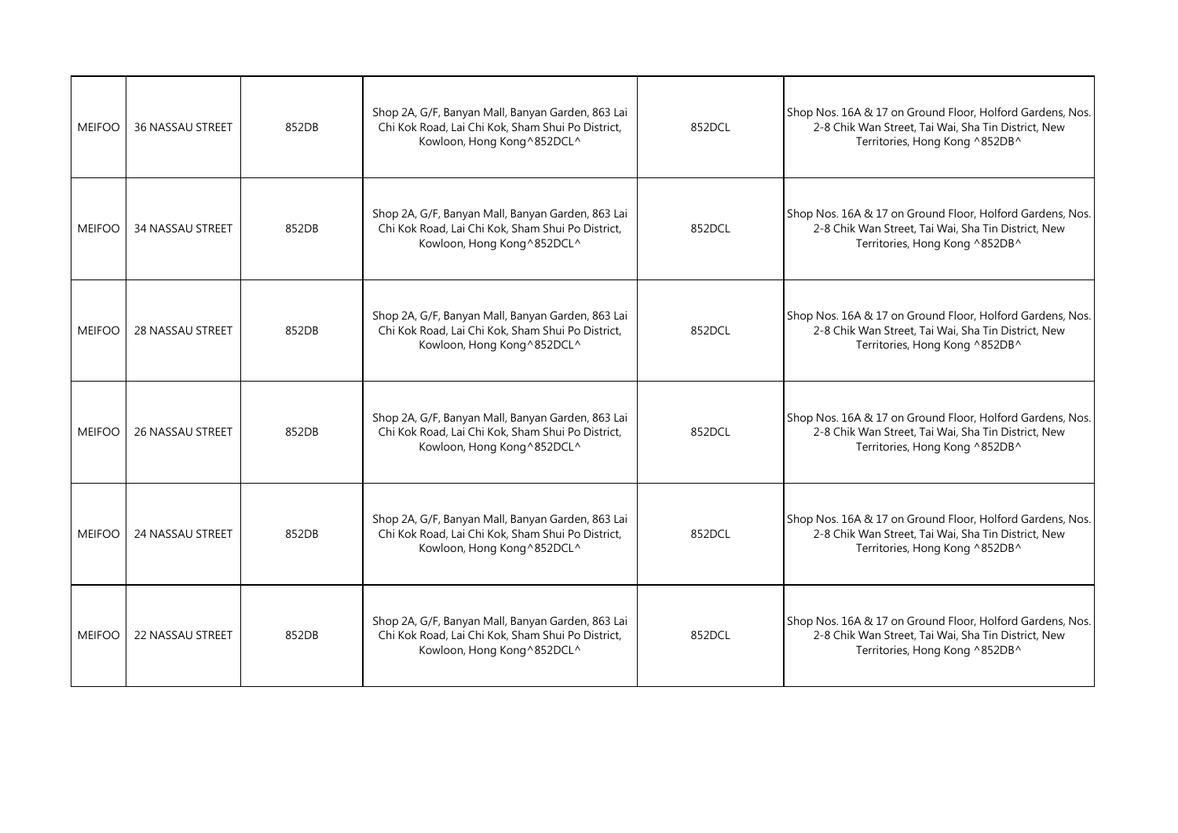| | | | | | |
|---|---|---|---|---|---|
| MEIFOO | 36 NASSAU STREET | 852DB | Shop 2A, G/F, Banyan Mall, Banyan Garden, 863 Lai Chi Kok Road, Lai Chi Kok, Sham Shui Po District, Kowloon, Hong Kong^852DCL^ | 852DCL | Shop Nos. 16A & 17 on Ground Floor, Holford Gardens, Nos. 2-8 Chik Wan Street, Tai Wai, Sha Tin District, New Territories, Hong Kong ^852DB^ |
| MEIFOO | 34 NASSAU STREET | 852DB | Shop 2A, G/F, Banyan Mall, Banyan Garden, 863 Lai Chi Kok Road, Lai Chi Kok, Sham Shui Po District, Kowloon, Hong Kong^852DCL^ | 852DCL | Shop Nos. 16A & 17 on Ground Floor, Holford Gardens, Nos. 2-8 Chik Wan Street, Tai Wai, Sha Tin District, New Territories, Hong Kong ^852DB^ |
| MEIFOO | 28 NASSAU STREET | 852DB | Shop 2A, G/F, Banyan Mall, Banyan Garden, 863 Lai Chi Kok Road, Lai Chi Kok, Sham Shui Po District, Kowloon, Hong Kong^852DCL^ | 852DCL | Shop Nos. 16A & 17 on Ground Floor, Holford Gardens, Nos. 2-8 Chik Wan Street, Tai Wai, Sha Tin District, New Territories, Hong Kong ^852DB^ |
| MEIFOO | 26 NASSAU STREET | 852DB | Shop 2A, G/F, Banyan Mall, Banyan Garden, 863 Lai Chi Kok Road, Lai Chi Kok, Sham Shui Po District, Kowloon, Hong Kong^852DCL^ | 852DCL | Shop Nos. 16A & 17 on Ground Floor, Holford Gardens, Nos. 2-8 Chik Wan Street, Tai Wai, Sha Tin District, New Territories, Hong Kong ^852DB^ |
| MEIFOO | 24 NASSAU STREET | 852DB | Shop 2A, G/F, Banyan Mall, Banyan Garden, 863 Lai Chi Kok Road, Lai Chi Kok, Sham Shui Po District, Kowloon, Hong Kong^852DCL^ | 852DCL | Shop Nos. 16A & 17 on Ground Floor, Holford Gardens, Nos. 2-8 Chik Wan Street, Tai Wai, Sha Tin District, New Territories, Hong Kong ^852DB^ |
| MEIFOO | 22 NASSAU STREET | 852DB | Shop 2A, G/F, Banyan Mall, Banyan Garden, 863 Lai Chi Kok Road, Lai Chi Kok, Sham Shui Po District, Kowloon, Hong Kong^852DCL^ | 852DCL | Shop Nos. 16A & 17 on Ground Floor, Holford Gardens, Nos. 2-8 Chik Wan Street, Tai Wai, Sha Tin District, New Territories, Hong Kong ^852DB^ |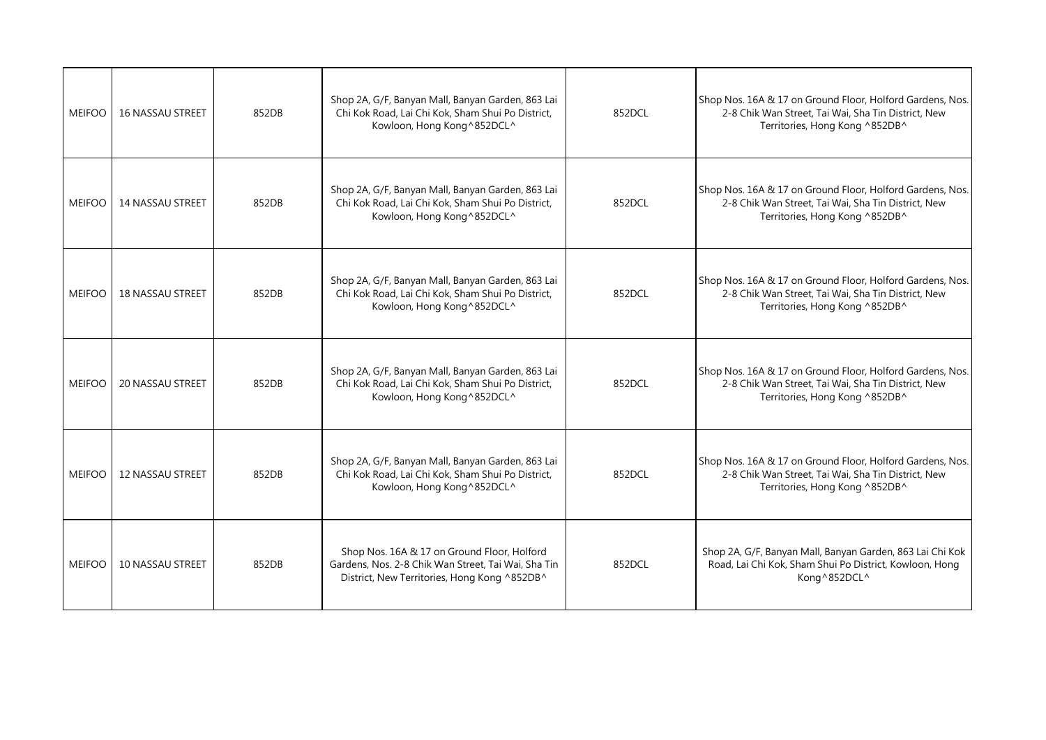| MEIFOO | 16 NASSAU STREET | 852DB | Shop 2A, G/F, Banyan Mall, Banyan Garden, 863 Lai Chi Kok Road, Lai Chi Kok, Sham Shui Po District, Kowloon, Hong Kong^852DCL^ | 852DCL | Shop Nos. 16A & 17 on Ground Floor, Holford Gardens, Nos. 2-8 Chik Wan Street, Tai Wai, Sha Tin District, New Territories, Hong Kong ^852DB^ |
|---|---|---|---|---|---|
| MEIFOO | 14 NASSAU STREET | 852DB | Shop 2A, G/F, Banyan Mall, Banyan Garden, 863 Lai Chi Kok Road, Lai Chi Kok, Sham Shui Po District, Kowloon, Hong Kong^852DCL^ | 852DCL | Shop Nos. 16A & 17 on Ground Floor, Holford Gardens, Nos. 2-8 Chik Wan Street, Tai Wai, Sha Tin District, New Territories, Hong Kong ^852DB^ |
| MEIFOO | 18 NASSAU STREET | 852DB | Shop 2A, G/F, Banyan Mall, Banyan Garden, 863 Lai Chi Kok Road, Lai Chi Kok, Sham Shui Po District, Kowloon, Hong Kong^852DCL^ | 852DCL | Shop Nos. 16A & 17 on Ground Floor, Holford Gardens, Nos. 2-8 Chik Wan Street, Tai Wai, Sha Tin District, New Territories, Hong Kong ^852DB^ |
| MEIFOO | 20 NASSAU STREET | 852DB | Shop 2A, G/F, Banyan Mall, Banyan Garden, 863 Lai Chi Kok Road, Lai Chi Kok, Sham Shui Po District, Kowloon, Hong Kong^852DCL^ | 852DCL | Shop Nos. 16A & 17 on Ground Floor, Holford Gardens, Nos. 2-8 Chik Wan Street, Tai Wai, Sha Tin District, New Territories, Hong Kong ^852DB^ |
| MEIFOO | 12 NASSAU STREET | 852DB | Shop 2A, G/F, Banyan Mall, Banyan Garden, 863 Lai Chi Kok Road, Lai Chi Kok, Sham Shui Po District, Kowloon, Hong Kong^852DCL^ | 852DCL | Shop Nos. 16A & 17 on Ground Floor, Holford Gardens, Nos. 2-8 Chik Wan Street, Tai Wai, Sha Tin District, New Territories, Hong Kong ^852DB^ |
| MEIFOO | 10 NASSAU STREET | 852DB | Shop Nos. 16A & 17 on Ground Floor, Holford Gardens, Nos. 2-8 Chik Wan Street, Tai Wai, Sha Tin District, New Territories, Hong Kong ^852DB^ | 852DCL | Shop 2A, G/F, Banyan Mall, Banyan Garden, 863 Lai Chi Kok Road, Lai Chi Kok, Sham Shui Po District, Kowloon, Hong Kong^852DCL^ |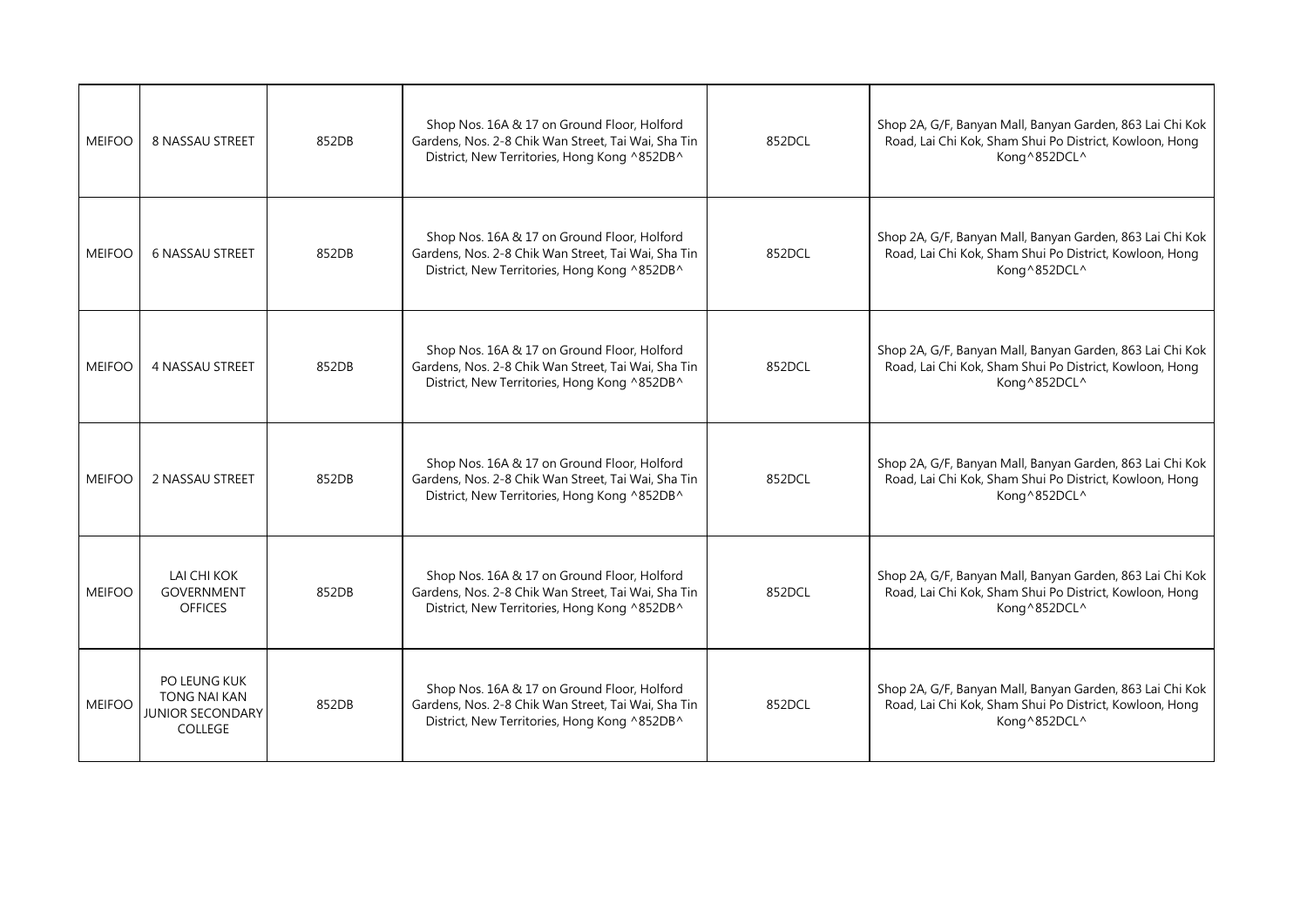| MEIFOO | 8 NASSAU STREET | 852DB | Shop Nos. 16A & 17 on Ground Floor, Holford Gardens, Nos. 2-8 Chik Wan Street, Tai Wai, Sha Tin District, New Territories, Hong Kong ^852DB^ | 852DCL | Shop 2A, G/F, Banyan Mall, Banyan Garden, 863 Lai Chi Kok Road, Lai Chi Kok, Sham Shui Po District, Kowloon, Hong Kong^852DCL^ |
|---|---|---|---|---|---|
| MEIFOO | 6 NASSAU STREET | 852DB | Shop Nos. 16A & 17 on Ground Floor, Holford Gardens, Nos. 2-8 Chik Wan Street, Tai Wai, Sha Tin District, New Territories, Hong Kong ^852DB^ | 852DCL | Shop 2A, G/F, Banyan Mall, Banyan Garden, 863 Lai Chi Kok Road, Lai Chi Kok, Sham Shui Po District, Kowloon, Hong Kong^852DCL^ |
| MEIFOO | 4 NASSAU STREET | 852DB | Shop Nos. 16A & 17 on Ground Floor, Holford Gardens, Nos. 2-8 Chik Wan Street, Tai Wai, Sha Tin District, New Territories, Hong Kong ^852DB^ | 852DCL | Shop 2A, G/F, Banyan Mall, Banyan Garden, 863 Lai Chi Kok Road, Lai Chi Kok, Sham Shui Po District, Kowloon, Hong Kong^852DCL^ |
| MEIFOO | 2 NASSAU STREET | 852DB | Shop Nos. 16A & 17 on Ground Floor, Holford Gardens, Nos. 2-8 Chik Wan Street, Tai Wai, Sha Tin District, New Territories, Hong Kong ^852DB^ | 852DCL | Shop 2A, G/F, Banyan Mall, Banyan Garden, 863 Lai Chi Kok Road, Lai Chi Kok, Sham Shui Po District, Kowloon, Hong Kong^852DCL^ |
| MEIFOO | LAI CHI KOK GOVERNMENT OFFICES | 852DB | Shop Nos. 16A & 17 on Ground Floor, Holford Gardens, Nos. 2-8 Chik Wan Street, Tai Wai, Sha Tin District, New Territories, Hong Kong ^852DB^ | 852DCL | Shop 2A, G/F, Banyan Mall, Banyan Garden, 863 Lai Chi Kok Road, Lai Chi Kok, Sham Shui Po District, Kowloon, Hong Kong^852DCL^ |
| MEIFOO | PO LEUNG KUK TONG NAI KAN JUNIOR SECONDARY COLLEGE | 852DB | Shop Nos. 16A & 17 on Ground Floor, Holford Gardens, Nos. 2-8 Chik Wan Street, Tai Wai, Sha Tin District, New Territories, Hong Kong ^852DB^ | 852DCL | Shop 2A, G/F, Banyan Mall, Banyan Garden, 863 Lai Chi Kok Road, Lai Chi Kok, Sham Shui Po District, Kowloon, Hong Kong^852DCL^ |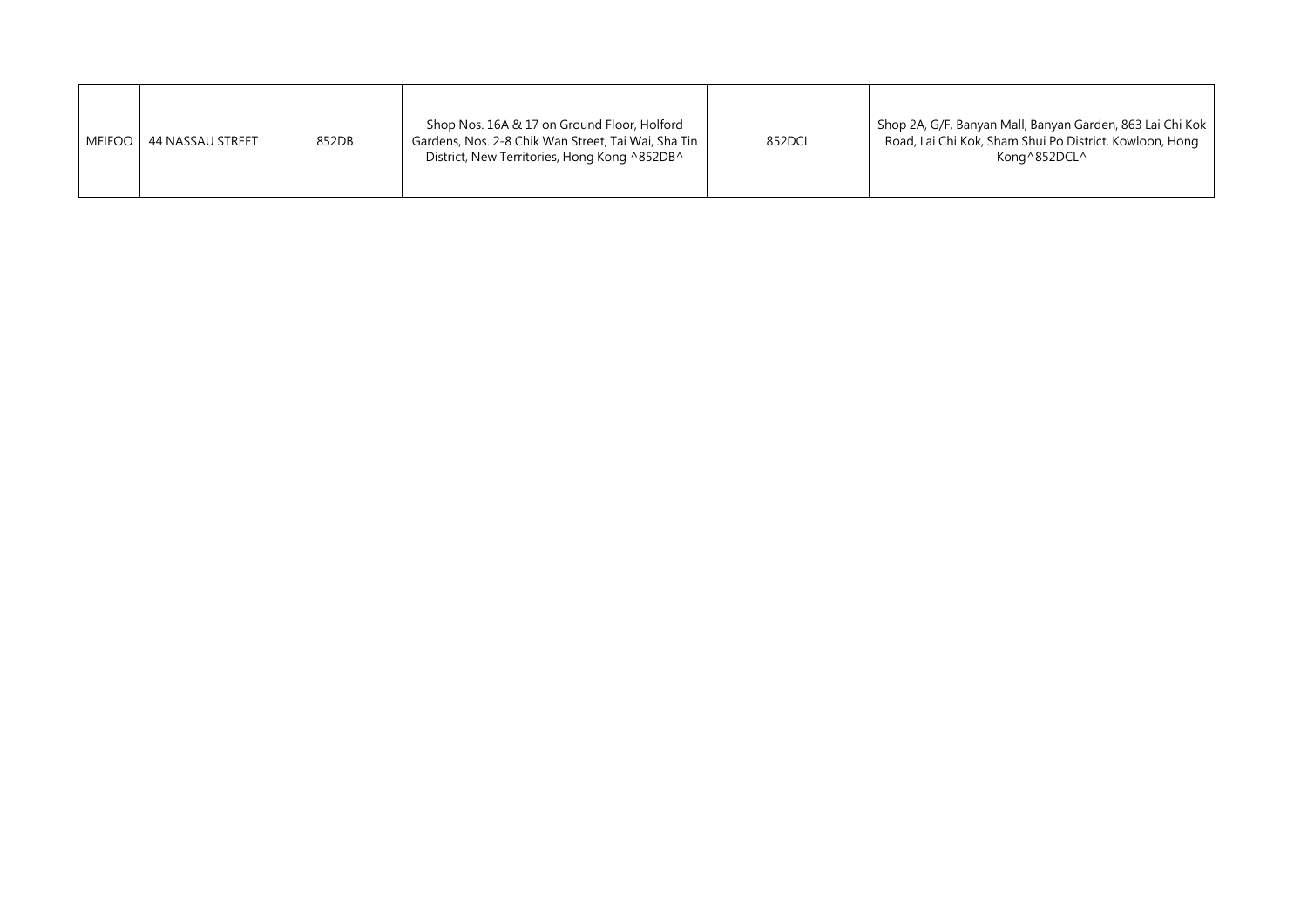| | | | | | |
|---|---|---|---|---|---|
| MEIFOO | 44 NASSAU STREET | 852DB | Shop Nos. 16A & 17 on Ground Floor, Holford Gardens, Nos. 2-8 Chik Wan Street, Tai Wai, Sha Tin District, New Territories, Hong Kong ^852DB^ | 852DCL | Shop 2A, G/F, Banyan Mall, Banyan Garden, 863 Lai Chi Kok Road, Lai Chi Kok, Sham Shui Po District, Kowloon, Hong Kong^852DCL^ |